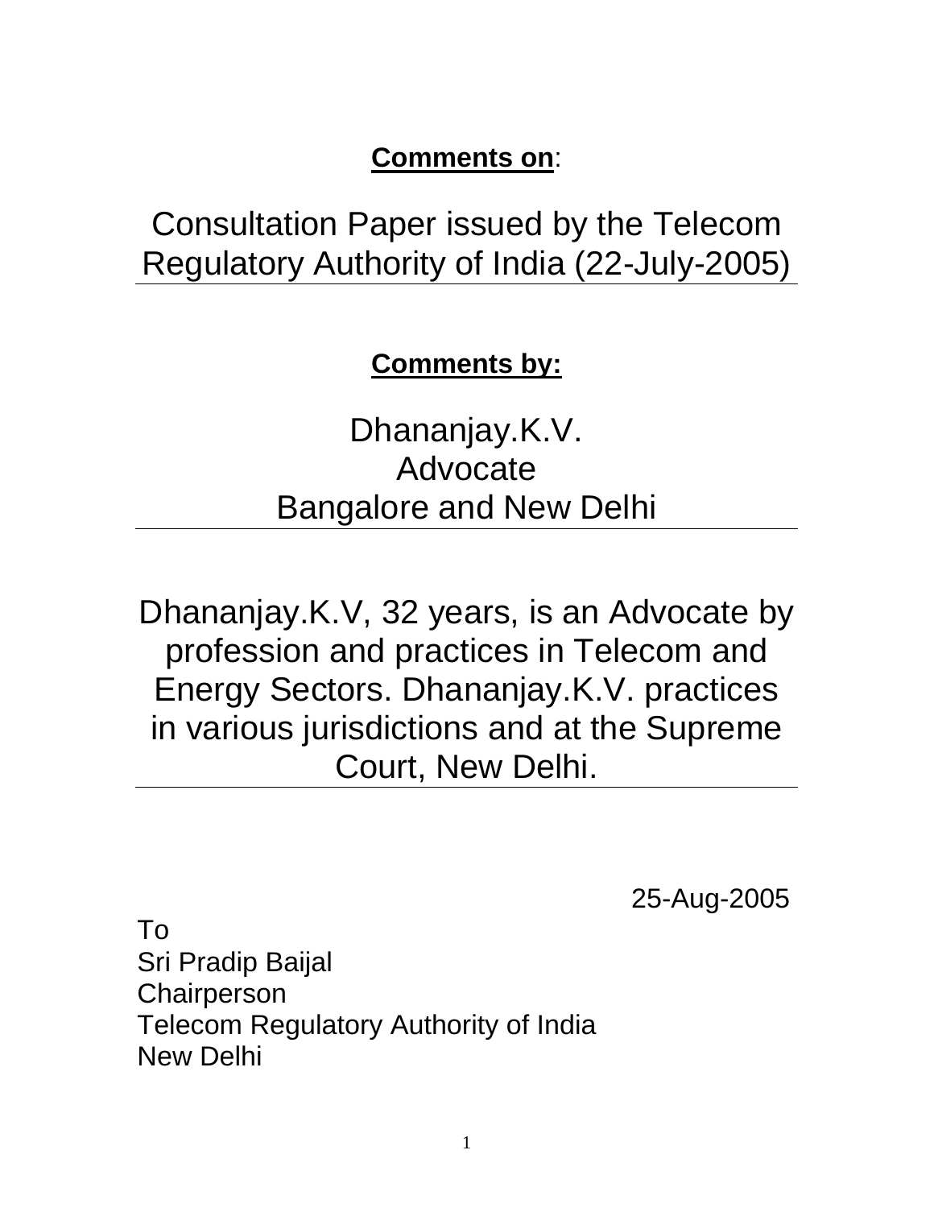**Comments on**:

# Consultation Paper issued by the Telecom Regulatory Authority of India (22-July-2005)

**Comments by:**

## Dhananjay.K.V.
## Advocate
## Bangalore and New Delhi

Dhananjay.K.V, 32 years, is an Advocate by profession and practices in Telecom and Energy Sectors. Dhananjay.K.V. practices in various jurisdictions and at the Supreme Court, New Delhi.

25-Aug-2005

To
Sri Pradip Baijal
Chairperson
Telecom Regulatory Authority of India
New Delhi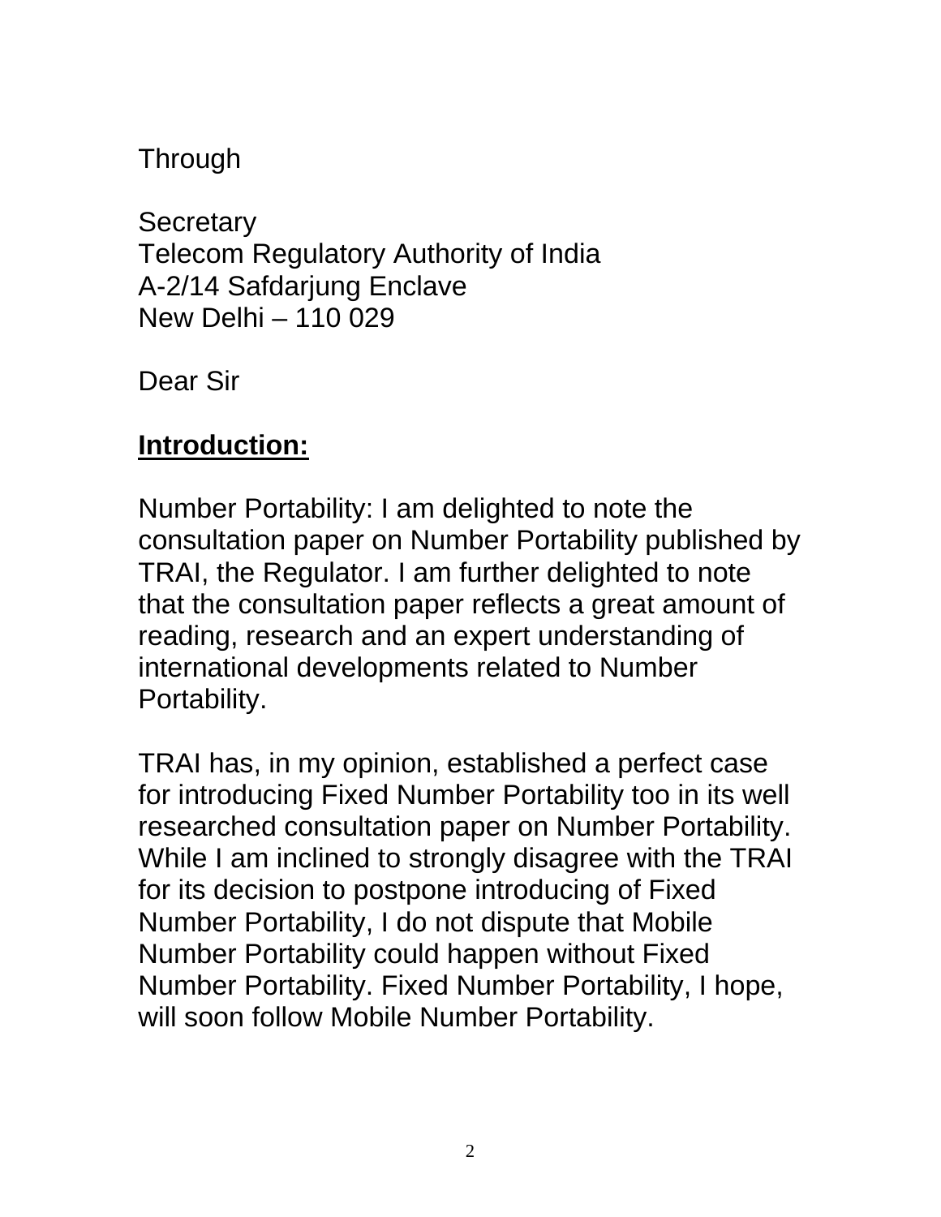Through

Secretary
Telecom Regulatory Authority of India
A-2/14 Safdarjung Enclave
New Delhi – 110 029

Dear Sir

## **Introduction:**

Number Portability: I am delighted to note the consultation paper on Number Portability published by TRAI, the Regulator. I am further delighted to note that the consultation paper reflects a great amount of reading, research and an expert understanding of international developments related to Number Portability.

TRAI has, in my opinion, established a perfect case for introducing Fixed Number Portability too in its well researched consultation paper on Number Portability. While I am inclined to strongly disagree with the TRAI for its decision to postpone introducing of Fixed Number Portability, I do not dispute that Mobile Number Portability could happen without Fixed Number Portability. Fixed Number Portability, I hope, will soon follow Mobile Number Portability.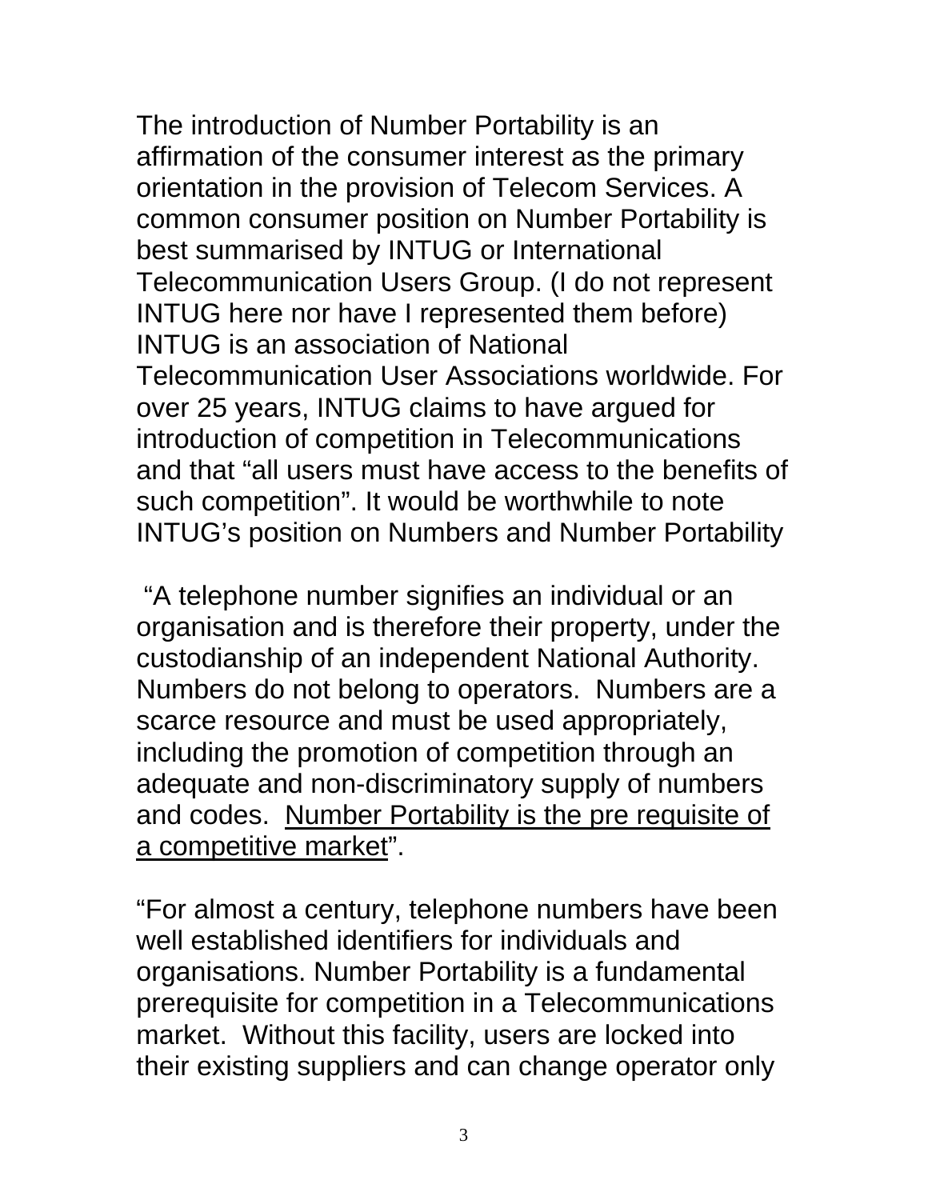The introduction of Number Portability is an affirmation of the consumer interest as the primary orientation in the provision of Telecom Services. A common consumer position on Number Portability is best summarised by INTUG or International Telecommunication Users Group. (I do not represent INTUG here nor have I represented them before) INTUG is an association of National Telecommunication User Associations worldwide. For over 25 years, INTUG claims to have argued for introduction of competition in Telecommunications and that "all users must have access to the benefits of such competition". It would be worthwhile to note INTUG's position on Numbers and Number Portability

"A telephone number signifies an individual or an organisation and is therefore their property, under the custodianship of an independent National Authority. Numbers do not belong to operators. Numbers are a scarce resource and must be used appropriately, including the promotion of competition through an adequate and non-discriminatory supply of numbers and codes. <u>Number Portability is the pre requisite of a competitive market</u>".

"For almost a century, telephone numbers have been well established identifiers for individuals and organisations. Number Portability is a fundamental prerequisite for competition in a Telecommunications market. Without this facility, users are locked into their existing suppliers and can change operator only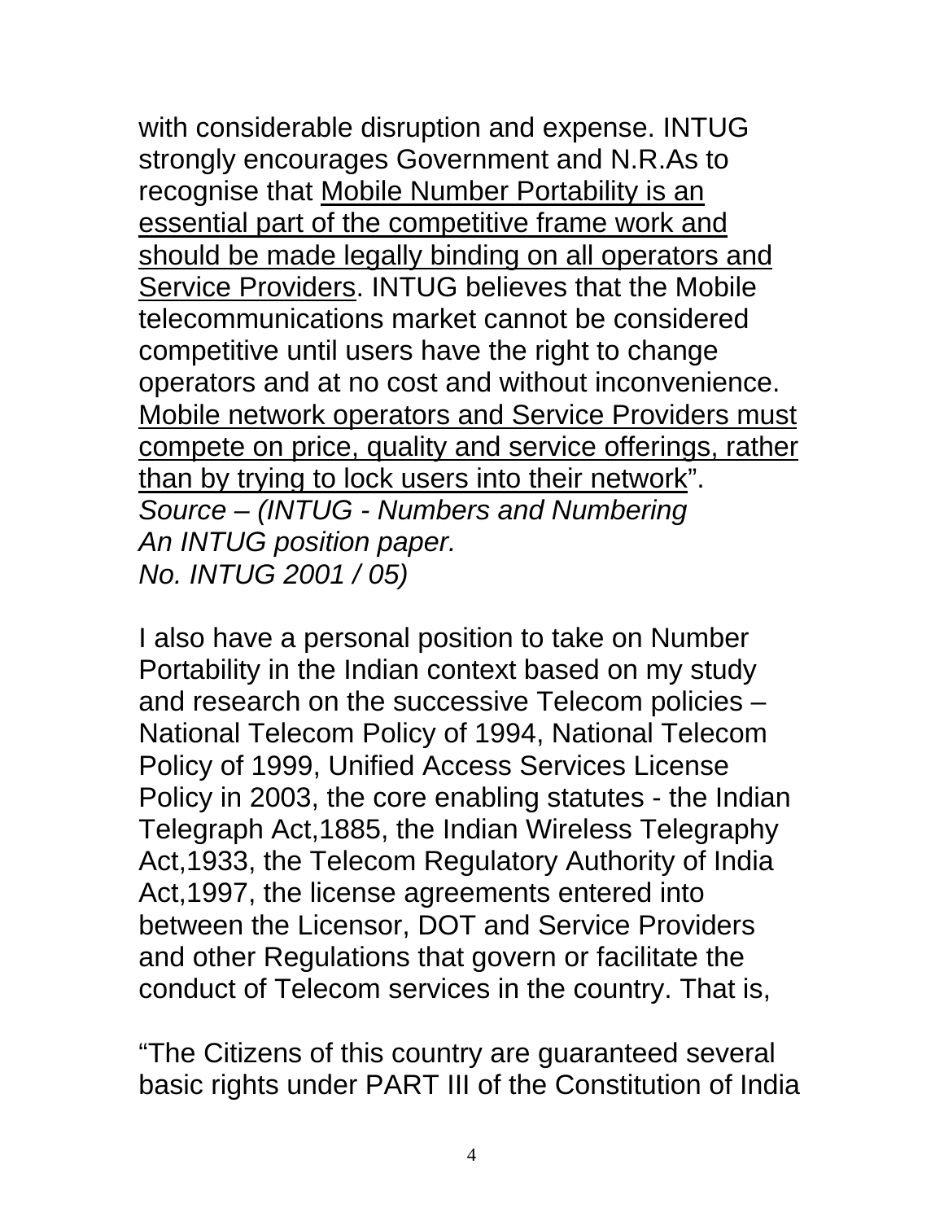with considerable disruption and expense. INTUG strongly encourages Government and N.R.As to recognise that <u>Mobile Number Portability is an essential part of the competitive frame work and should be made legally binding on all operators and Service Providers</u>. INTUG believes that the Mobile telecommunications market cannot be considered competitive until users have the right to change operators and at no cost and without inconvenience. <u>Mobile network operators and Service Providers must compete on price, quality and service offerings, rather than by trying to lock users into their network</u>".
*Source – (INTUG - Numbers and Numbering*
*An INTUG position paper.*
*No. INTUG 2001 / 05)*

I also have a personal position to take on Number Portability in the Indian context based on my study and research on the successive Telecom policies – National Telecom Policy of 1994, National Telecom Policy of 1999, Unified Access Services License Policy in 2003, the core enabling statutes - the Indian Telegraph Act,1885, the Indian Wireless Telegraphy Act,1933, the Telecom Regulatory Authority of India Act,1997, the license agreements entered into between the Licensor, DOT and Service Providers and other Regulations that govern or facilitate the conduct of Telecom services in the country. That is,

"The Citizens of this country are guaranteed several basic rights under PART III of the Constitution of India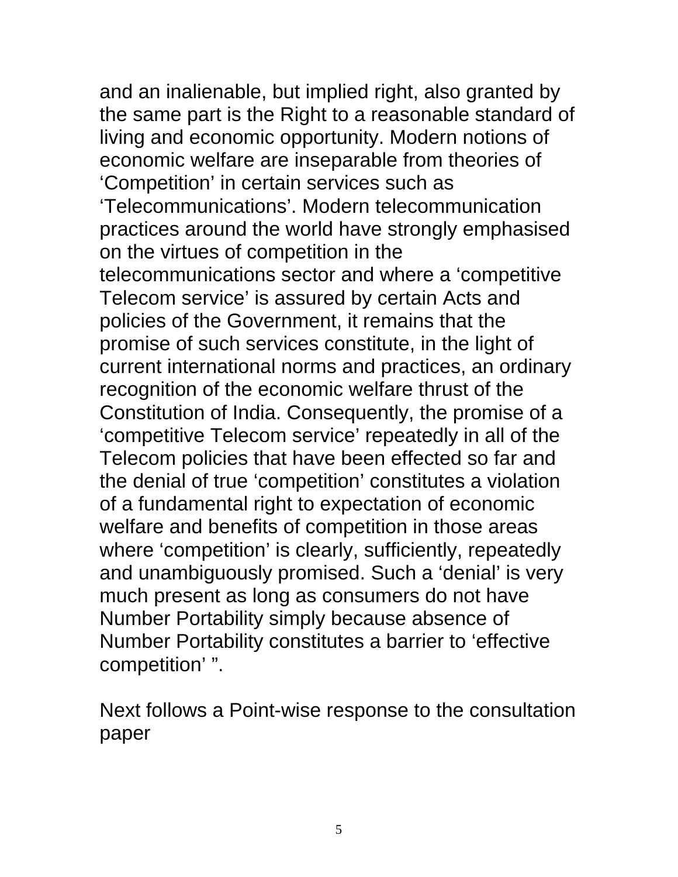and an inalienable, but implied right, also granted by the same part is the Right to a reasonable standard of living and economic opportunity. Modern notions of economic welfare are inseparable from theories of ‘Competition’ in certain services such as ‘Telecommunications’. Modern telecommunication practices around the world have strongly emphasised on the virtues of competition in the telecommunications sector and where a ‘competitive Telecom service’ is assured by certain Acts and policies of the Government, it remains that the promise of such services constitute, in the light of current international norms and practices, an ordinary recognition of the economic welfare thrust of the Constitution of India. Consequently, the promise of a ‘competitive Telecom service’ repeatedly in all of the Telecom policies that have been effected so far and the denial of true ‘competition’ constitutes a violation of a fundamental right to expectation of economic welfare and benefits of competition in those areas where ‘competition’ is clearly, sufficiently, repeatedly and unambiguously promised. Such a ‘denial’ is very much present as long as consumers do not have Number Portability simply because absence of Number Portability constitutes a barrier to ‘effective competition’ ”.

Next follows a Point-wise response to the consultation paper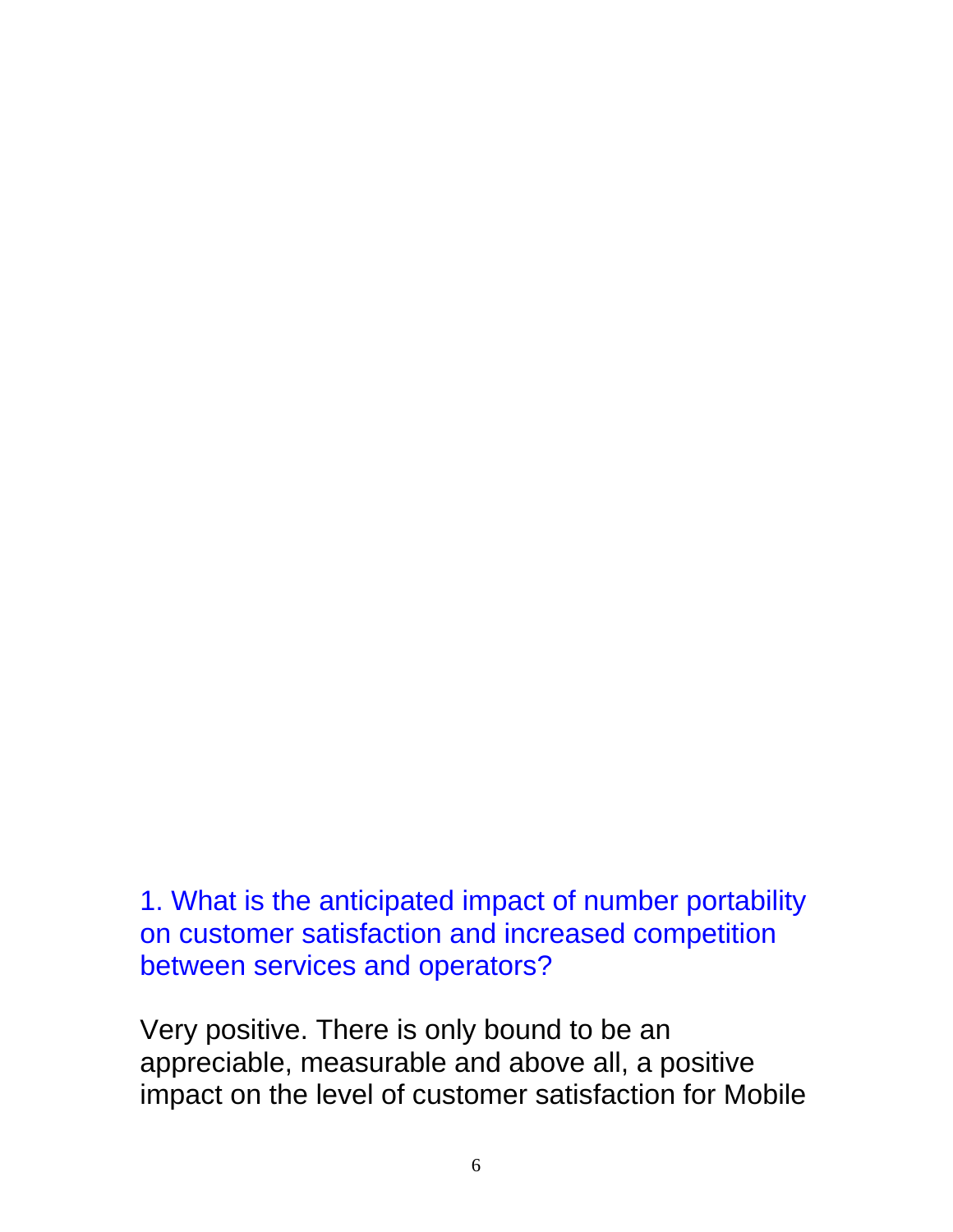1. What is the anticipated impact of number portability on customer satisfaction and increased competition between services and operators?

Very positive. There is only bound to be an appreciable, measurable and above all, a positive impact on the level of customer satisfaction for Mobile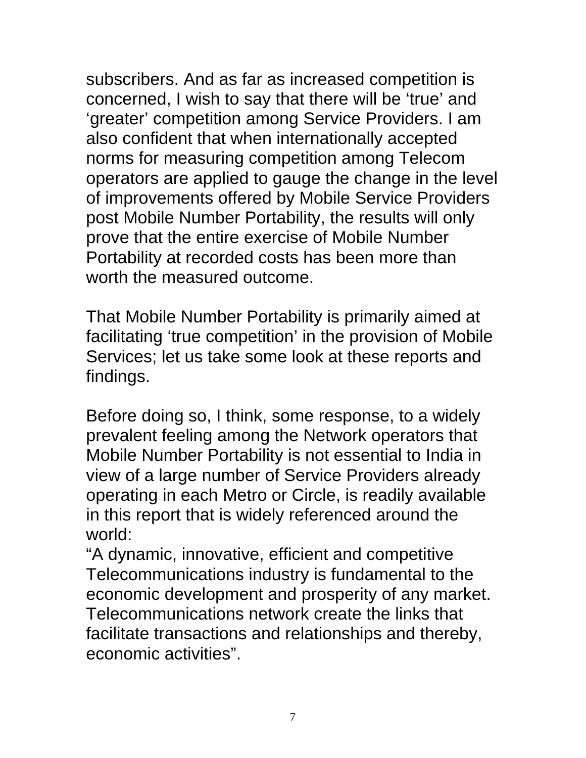subscribers. And as far as increased competition is concerned, I wish to say that there will be 'true' and 'greater' competition among Service Providers. I am also confident that when internationally accepted norms for measuring competition among Telecom operators are applied to gauge the change in the level of improvements offered by Mobile Service Providers post Mobile Number Portability, the results will only prove that the entire exercise of Mobile Number Portability at recorded costs has been more than worth the measured outcome.

That Mobile Number Portability is primarily aimed at facilitating 'true competition' in the provision of Mobile Services; let us take some look at these reports and findings.

Before doing so, I think, some response, to a widely prevalent feeling among the Network operators that Mobile Number Portability is not essential to India in view of a large number of Service Providers already operating in each Metro or Circle, is readily available in this report that is widely referenced around the world:

"A dynamic, innovative, efficient and competitive Telecommunications industry is fundamental to the economic development and prosperity of any market. Telecommunications network create the links that facilitate transactions and relationships and thereby, economic activities".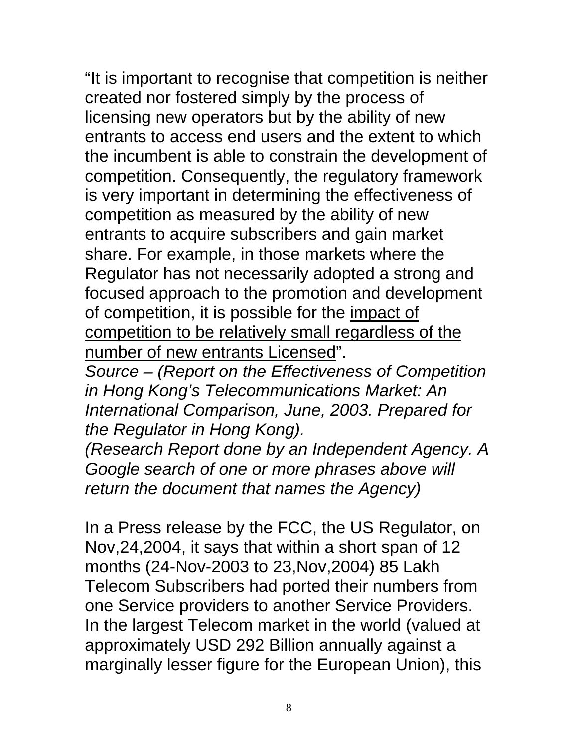"It is important to recognise that competition is neither created nor fostered simply by the process of licensing new operators but by the ability of new entrants to access end users and the extent to which the incumbent is able to constrain the development of competition. Consequently, the regulatory framework is very important in determining the effectiveness of competition as measured by the ability of new entrants to acquire subscribers and gain market share. For example, in those markets where the Regulator has not necessarily adopted a strong and focused approach to the promotion and development of competition, it is possible for the <u>impact of competition to be relatively small regardless of the number of new entrants Licensed</u>".

*Source – (Report on the Effectiveness of Competition in Hong Kong's Telecommunications Market: An International Comparison, June, 2003. Prepared for the Regulator in Hong Kong).*

*(Research Report done by an Independent Agency. A Google search of one or more phrases above will return the document that names the Agency)*

In a Press release by the FCC, the US Regulator, on Nov,24,2004, it says that within a short span of 12 months (24-Nov-2003 to 23,Nov,2004) 85 Lakh Telecom Subscribers had ported their numbers from one Service providers to another Service Providers. In the largest Telecom market in the world (valued at approximately USD 292 Billion annually against a marginally lesser figure for the European Union), this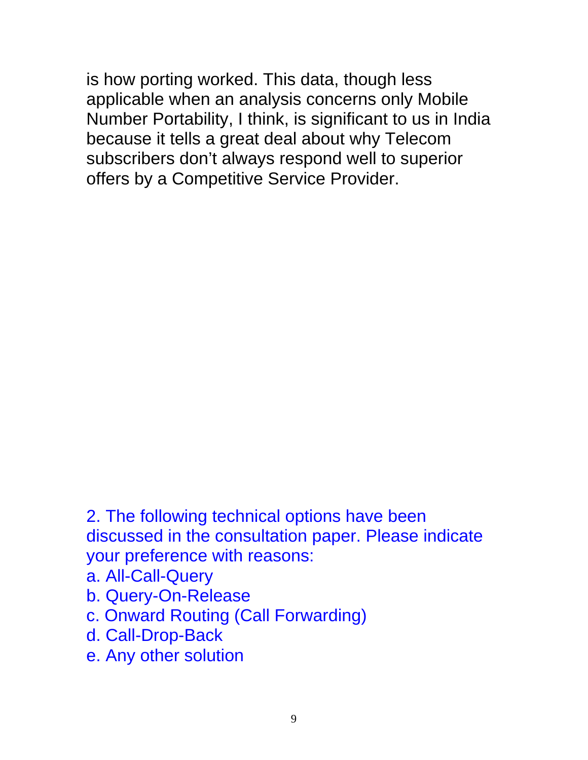is how porting worked. This data, though less applicable when an analysis concerns only Mobile Number Portability, I think, is significant to us in India because it tells a great deal about why Telecom subscribers don't always respond well to superior offers by a Competitive Service Provider.

2. The following technical options have been discussed in the consultation paper. Please indicate your preference with reasons:

a. All-Call-Query
b. Query-On-Release
c. Onward Routing (Call Forwarding)
d. Call-Drop-Back
e. Any other solution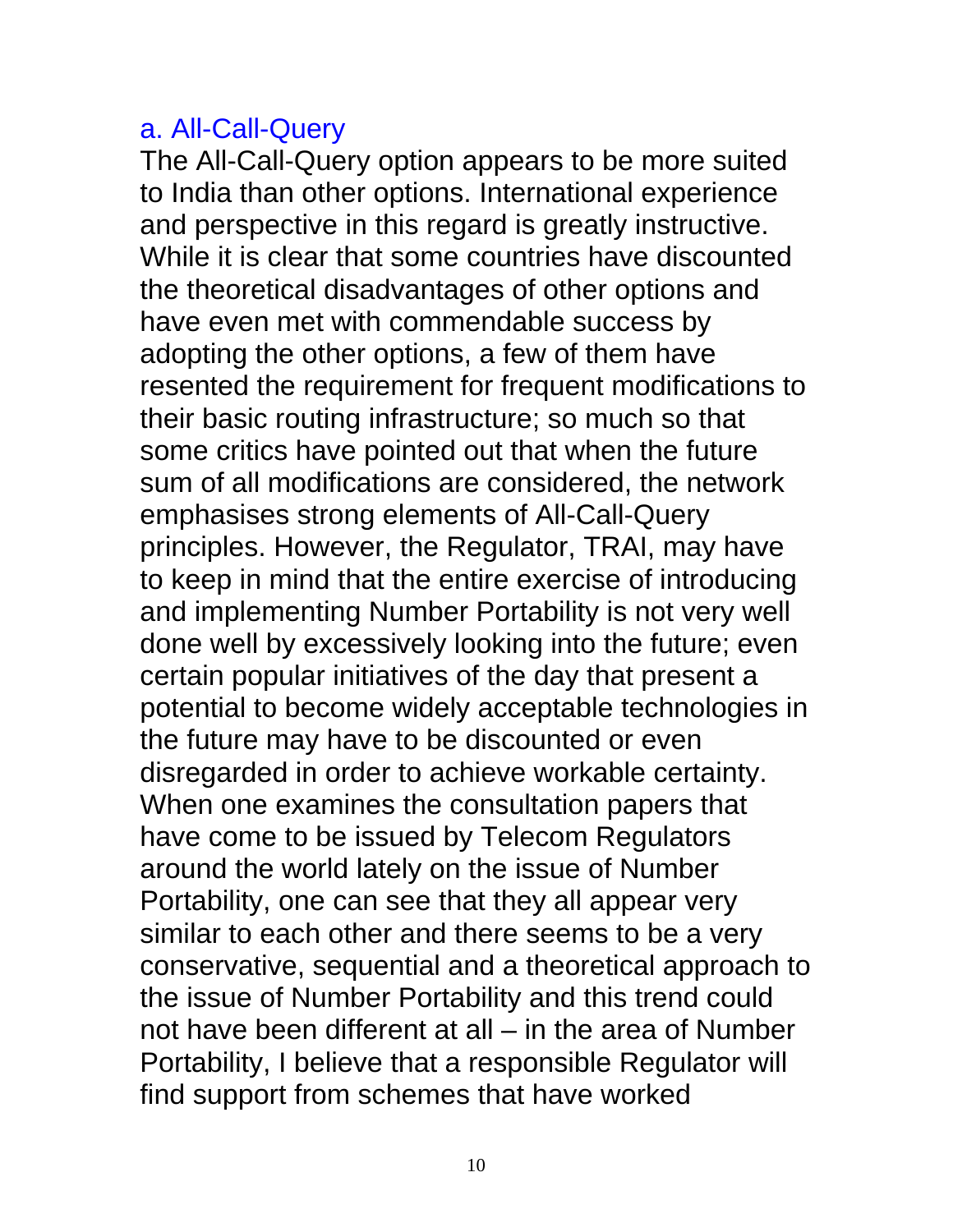### a. All-Call-Query

The All-Call-Query option appears to be more suited to India than other options. International experience and perspective in this regard is greatly instructive. While it is clear that some countries have discounted the theoretical disadvantages of other options and have even met with commendable success by adopting the other options, a few of them have resented the requirement for frequent modifications to their basic routing infrastructure; so much so that some critics have pointed out that when the future sum of all modifications are considered, the network emphasises strong elements of All-Call-Query principles. However, the Regulator, TRAI, may have to keep in mind that the entire exercise of introducing and implementing Number Portability is not very well done well by excessively looking into the future; even certain popular initiatives of the day that present a potential to become widely acceptable technologies in the future may have to be discounted or even disregarded in order to achieve workable certainty. When one examines the consultation papers that have come to be issued by Telecom Regulators around the world lately on the issue of Number Portability, one can see that they all appear very similar to each other and there seems to be a very conservative, sequential and a theoretical approach to the issue of Number Portability and this trend could not have been different at all – in the area of Number Portability, I believe that a responsible Regulator will find support from schemes that have worked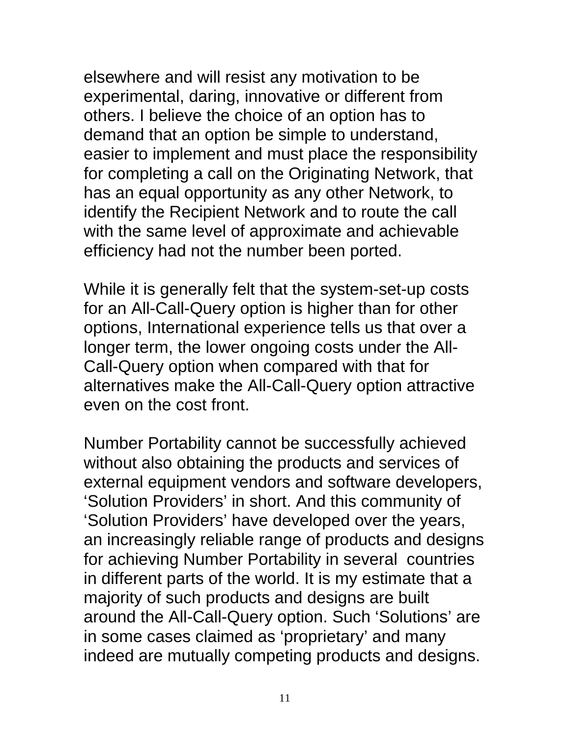elsewhere and will resist any motivation to be experimental, daring, innovative or different from others. I believe the choice of an option has to demand that an option be simple to understand, easier to implement and must place the responsibility for completing a call on the Originating Network, that has an equal opportunity as any other Network, to identify the Recipient Network and to route the call with the same level of approximate and achievable efficiency had not the number been ported.

While it is generally felt that the system-set-up costs for an All-Call-Query option is higher than for other options, International experience tells us that over a longer term, the lower ongoing costs under the All-Call-Query option when compared with that for alternatives make the All-Call-Query option attractive even on the cost front.

Number Portability cannot be successfully achieved without also obtaining the products and services of external equipment vendors and software developers, 'Solution Providers' in short. And this community of 'Solution Providers' have developed over the years, an increasingly reliable range of products and designs for achieving Number Portability in several countries in different parts of the world. It is my estimate that a majority of such products and designs are built around the All-Call-Query option. Such 'Solutions' are in some cases claimed as 'proprietary' and many indeed are mutually competing products and designs.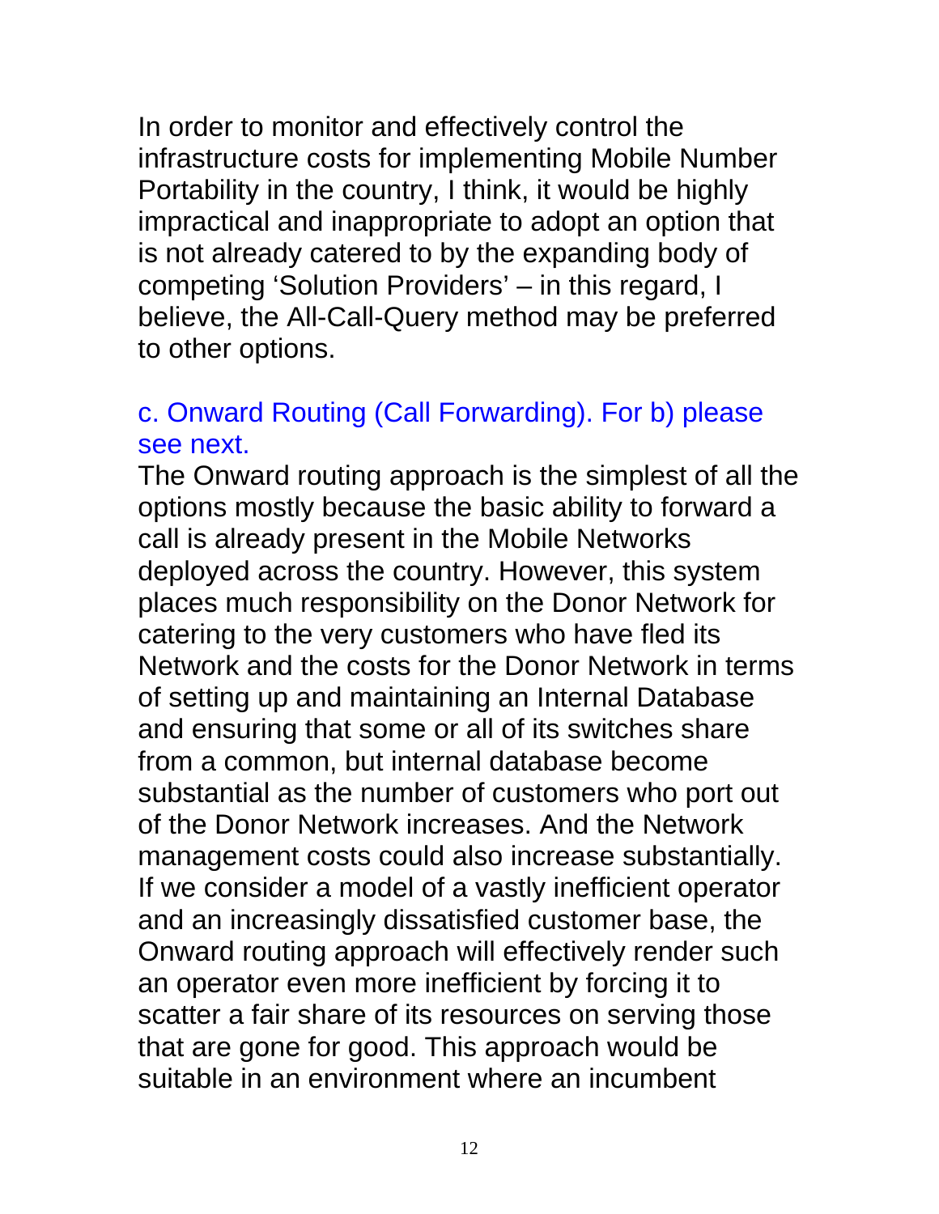In order to monitor and effectively control the infrastructure costs for implementing Mobile Number Portability in the country, I think, it would be highly impractical and inappropriate to adopt an option that is not already catered to by the expanding body of competing 'Solution Providers' – in this regard, I believe, the All-Call-Query method may be preferred to other options.

c. Onward Routing (Call Forwarding). For b) please see next.

The Onward routing approach is the simplest of all the options mostly because the basic ability to forward a call is already present in the Mobile Networks deployed across the country. However, this system places much responsibility on the Donor Network for catering to the very customers who have fled its Network and the costs for the Donor Network in terms of setting up and maintaining an Internal Database and ensuring that some or all of its switches share from a common, but internal database become substantial as the number of customers who port out of the Donor Network increases. And the Network management costs could also increase substantially. If we consider a model of a vastly inefficient operator and an increasingly dissatisfied customer base, the Onward routing approach will effectively render such an operator even more inefficient by forcing it to scatter a fair share of its resources on serving those that are gone for good. This approach would be suitable in an environment where an incumbent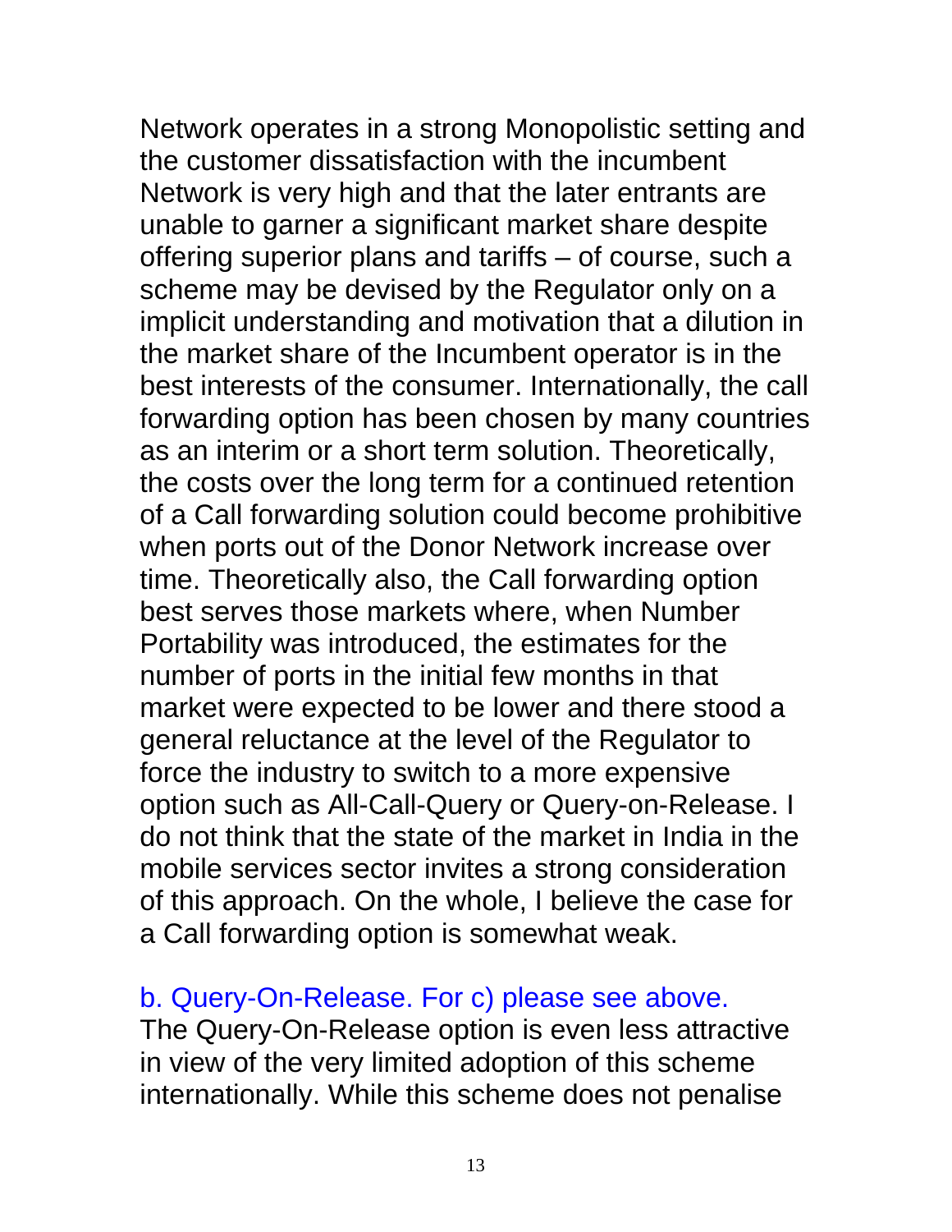Network operates in a strong Monopolistic setting and the customer dissatisfaction with the incumbent Network is very high and that the later entrants are unable to garner a significant market share despite offering superior plans and tariffs – of course, such a scheme may be devised by the Regulator only on a implicit understanding and motivation that a dilution in the market share of the Incumbent operator is in the best interests of the consumer. Internationally, the call forwarding option has been chosen by many countries as an interim or a short term solution. Theoretically, the costs over the long term for a continued retention of a Call forwarding solution could become prohibitive when ports out of the Donor Network increase over time. Theoretically also, the Call forwarding option best serves those markets where, when Number Portability was introduced, the estimates for the number of ports in the initial few months in that market were expected to be lower and there stood a general reluctance at the level of the Regulator to force the industry to switch to a more expensive option such as All-Call-Query or Query-on-Release. I do not think that the state of the market in India in the mobile services sector invites a strong consideration of this approach. On the whole, I believe the case for a Call forwarding option is somewhat weak.

b. Query-On-Release. For c) please see above.

The Query-On-Release option is even less attractive in view of the very limited adoption of this scheme internationally. While this scheme does not penalise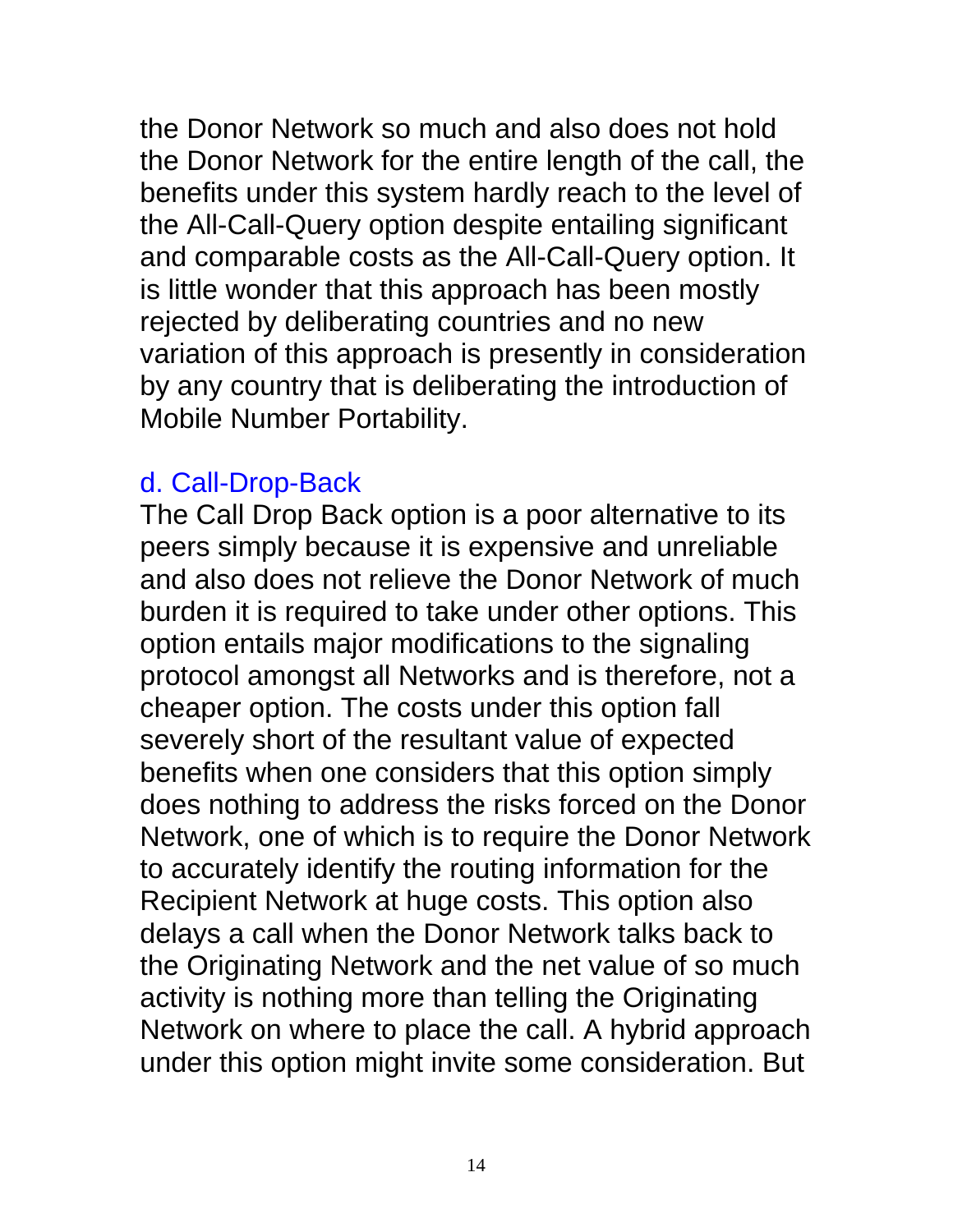the Donor Network so much and also does not hold the Donor Network for the entire length of the call, the benefits under this system hardly reach to the level of the All-Call-Query option despite entailing significant and comparable costs as the All-Call-Query option. It is little wonder that this approach has been mostly rejected by deliberating countries and no new variation of this approach is presently in consideration by any country that is deliberating the introduction of Mobile Number Portability.

### d. Call-Drop-Back

The Call Drop Back option is a poor alternative to its peers simply because it is expensive and unreliable and also does not relieve the Donor Network of much burden it is required to take under other options. This option entails major modifications to the signaling protocol amongst all Networks and is therefore, not a cheaper option. The costs under this option fall severely short of the resultant value of expected benefits when one considers that this option simply does nothing to address the risks forced on the Donor Network, one of which is to require the Donor Network to accurately identify the routing information for the Recipient Network at huge costs. This option also delays a call when the Donor Network talks back to the Originating Network and the net value of so much activity is nothing more than telling the Originating Network on where to place the call. A hybrid approach under this option might invite some consideration. But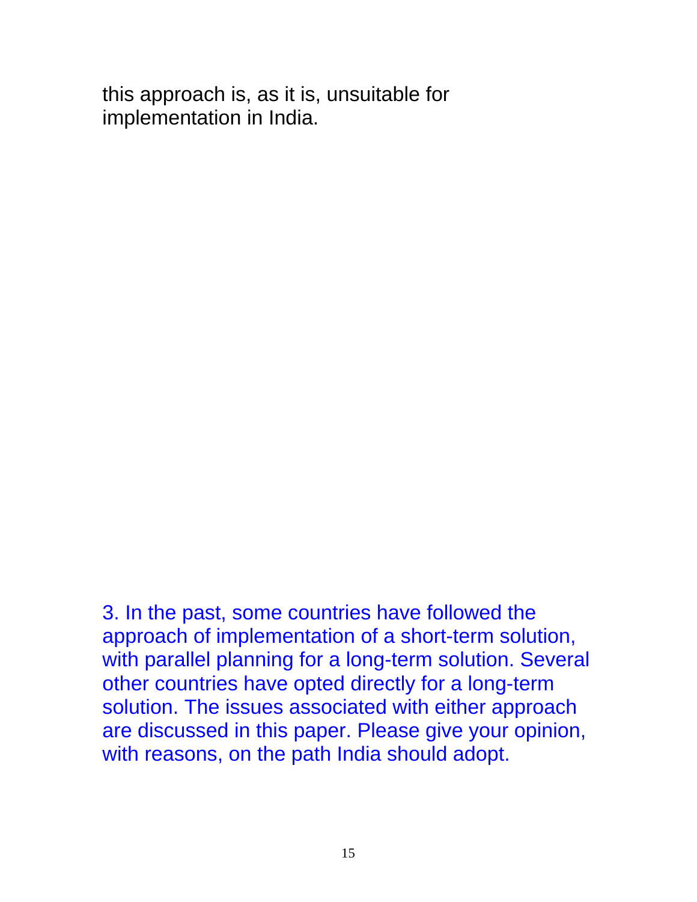this approach is, as it is, unsuitable for implementation in India.

3. In the past, some countries have followed the approach of implementation of a short-term solution, with parallel planning for a long-term solution. Several other countries have opted directly for a long-term solution. The issues associated with either approach are discussed in this paper. Please give your opinion, with reasons, on the path India should adopt.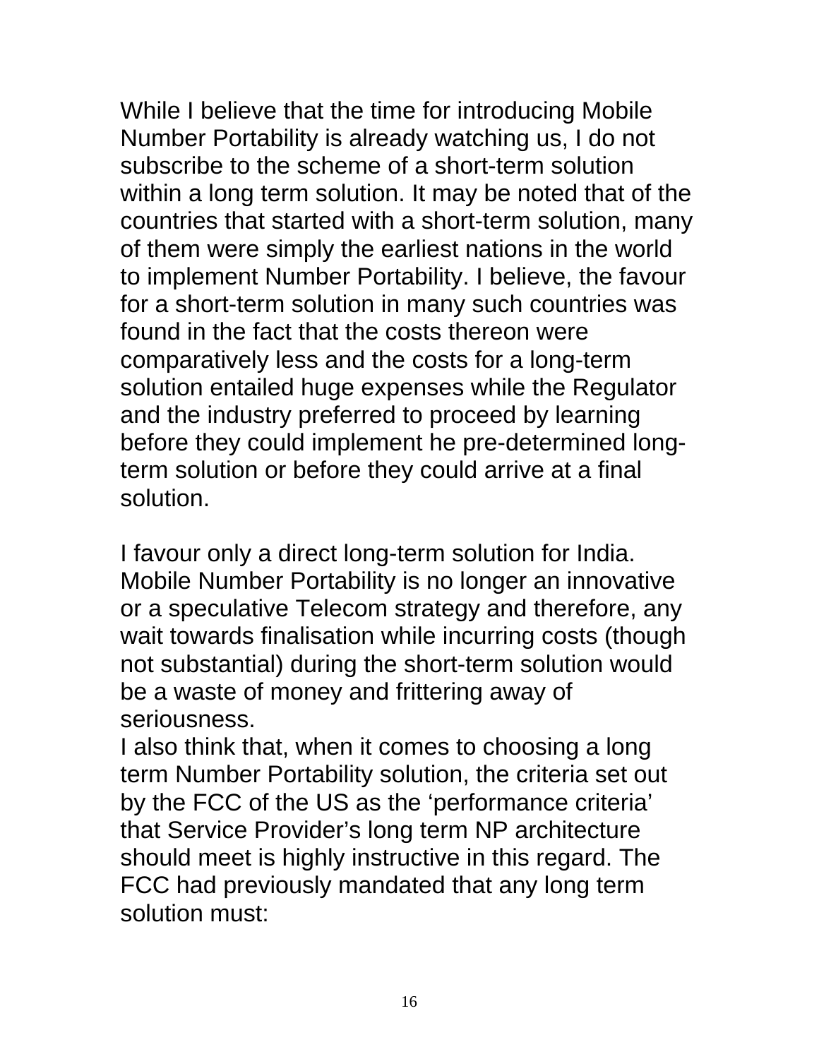While I believe that the time for introducing Mobile Number Portability is already watching us, I do not subscribe to the scheme of a short-term solution within a long term solution. It may be noted that of the countries that started with a short-term solution, many of them were simply the earliest nations in the world to implement Number Portability. I believe, the favour for a short-term solution in many such countries was found in the fact that the costs thereon were comparatively less and the costs for a long-term solution entailed huge expenses while the Regulator and the industry preferred to proceed by learning before they could implement he pre-determined long-term solution or before they could arrive at a final solution.

I favour only a direct long-term solution for India. Mobile Number Portability is no longer an innovative or a speculative Telecom strategy and therefore, any wait towards finalisation while incurring costs (though not substantial) during the short-term solution would be a waste of money and frittering away of seriousness.

I also think that, when it comes to choosing a long term Number Portability solution, the criteria set out by the FCC of the US as the 'performance criteria' that Service Provider's long term NP architecture should meet is highly instructive in this regard. The FCC had previously mandated that any long term solution must: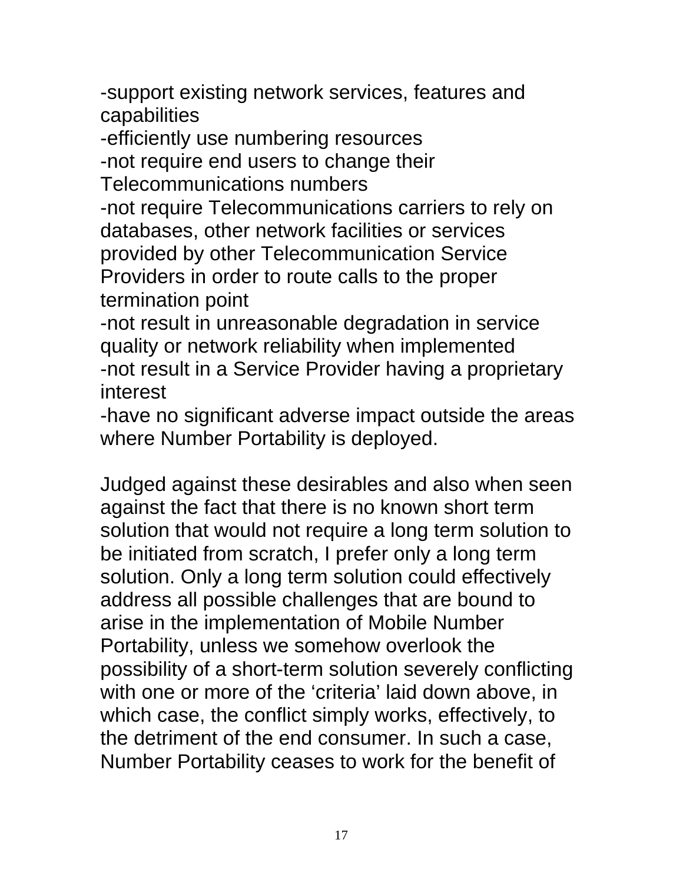-support existing network services, features and capabilities
-efficiently use numbering resources
-not require end users to change their Telecommunications numbers
-not require Telecommunications carriers to rely on databases, other network facilities or services provided by other Telecommunication Service Providers in order to route calls to the proper termination point
-not result in unreasonable degradation in service quality or network reliability when implemented
-not result in a Service Provider having a proprietary interest
-have no significant adverse impact outside the areas where Number Portability is deployed.

Judged against these desirables and also when seen against the fact that there is no known short term solution that would not require a long term solution to be initiated from scratch, I prefer only a long term solution. Only a long term solution could effectively address all possible challenges that are bound to arise in the implementation of Mobile Number Portability, unless we somehow overlook the possibility of a short-term solution severely conflicting with one or more of the 'criteria' laid down above, in which case, the conflict simply works, effectively, to the detriment of the end consumer. In such a case, Number Portability ceases to work for the benefit of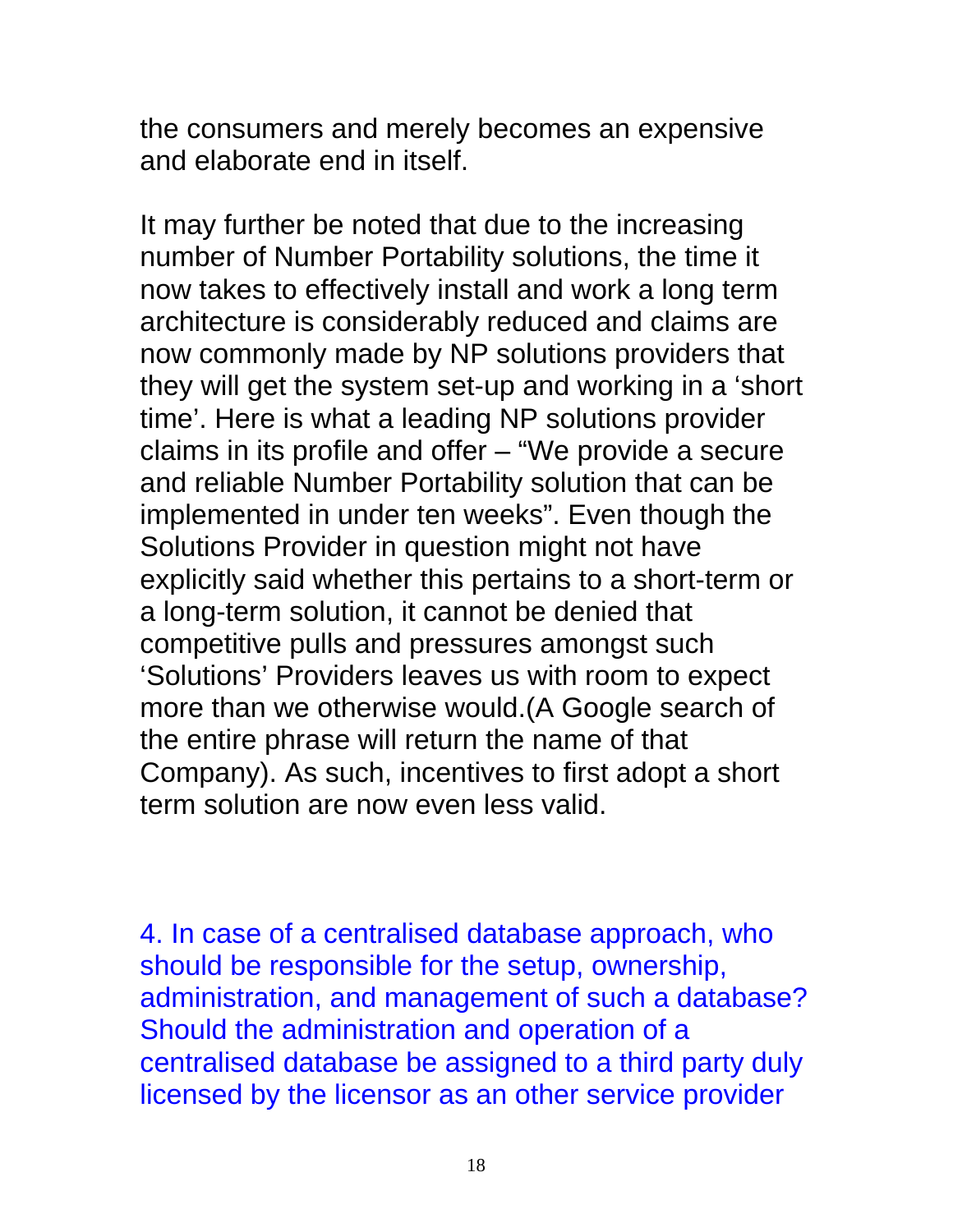the consumers and merely becomes an expensive and elaborate end in itself.

It may further be noted that due to the increasing number of Number Portability solutions, the time it now takes to effectively install and work a long term architecture is considerably reduced and claims are now commonly made by NP solutions providers that they will get the system set-up and working in a 'short time'. Here is what a leading NP solutions provider claims in its profile and offer – "We provide a secure and reliable Number Portability solution that can be implemented in under ten weeks". Even though the Solutions Provider in question might not have explicitly said whether this pertains to a short-term or a long-term solution, it cannot be denied that competitive pulls and pressures amongst such 'Solutions' Providers leaves us with room to expect more than we otherwise would.(A Google search of the entire phrase will return the name of that Company). As such, incentives to first adopt a short term solution are now even less valid.

4. In case of a centralised database approach, who should be responsible for the setup, ownership, administration, and management of such a database? Should the administration and operation of a centralised database be assigned to a third party duly licensed by the licensor as an other service provider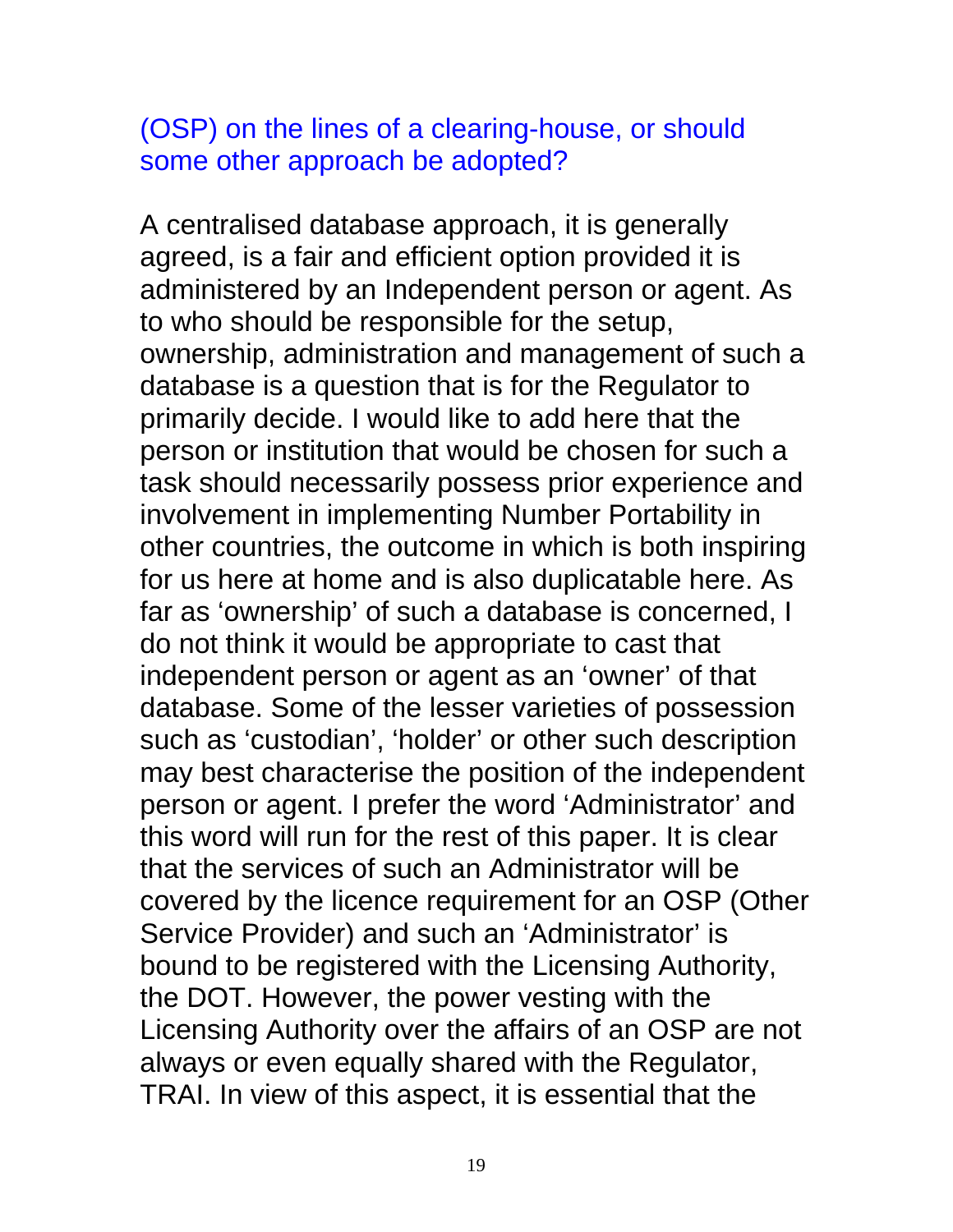(OSP) on the lines of a clearing-house, or should some other approach be adopted?

A centralised database approach, it is generally agreed, is a fair and efficient option provided it is administered by an Independent person or agent. As to who should be responsible for the setup, ownership, administration and management of such a database is a question that is for the Regulator to primarily decide. I would like to add here that the person or institution that would be chosen for such a task should necessarily possess prior experience and involvement in implementing Number Portability in other countries, the outcome in which is both inspiring for us here at home and is also duplicatable here. As far as 'ownership' of such a database is concerned, I do not think it would be appropriate to cast that independent person or agent as an 'owner' of that database. Some of the lesser varieties of possession such as 'custodian', 'holder' or other such description may best characterise the position of the independent person or agent. I prefer the word 'Administrator' and this word will run for the rest of this paper. It is clear that the services of such an Administrator will be covered by the licence requirement for an OSP (Other Service Provider) and such an 'Administrator' is bound to be registered with the Licensing Authority, the DOT. However, the power vesting with the Licensing Authority over the affairs of an OSP are not always or even equally shared with the Regulator, TRAI. In view of this aspect, it is essential that the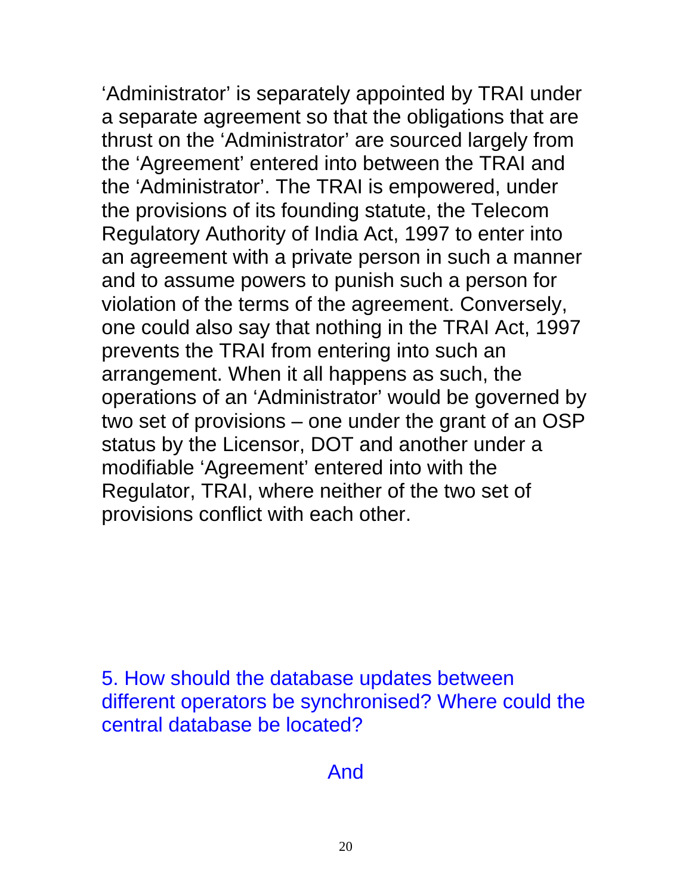'Administrator' is separately appointed by TRAI under a separate agreement so that the obligations that are thrust on the 'Administrator' are sourced largely from the 'Agreement' entered into between the TRAI and the 'Administrator'. The TRAI is empowered, under the provisions of its founding statute, the Telecom Regulatory Authority of India Act, 1997 to enter into an agreement with a private person in such a manner and to assume powers to punish such a person for violation of the terms of the agreement. Conversely, one could also say that nothing in the TRAI Act, 1997 prevents the TRAI from entering into such an arrangement. When it all happens as such, the operations of an 'Administrator' would be governed by two set of provisions – one under the grant of an OSP status by the Licensor, DOT and another under a modifiable 'Agreement' entered into with the Regulator, TRAI, where neither of the two set of provisions conflict with each other.

5. How should the database updates between different operators be synchronised? Where could the central database be located?

And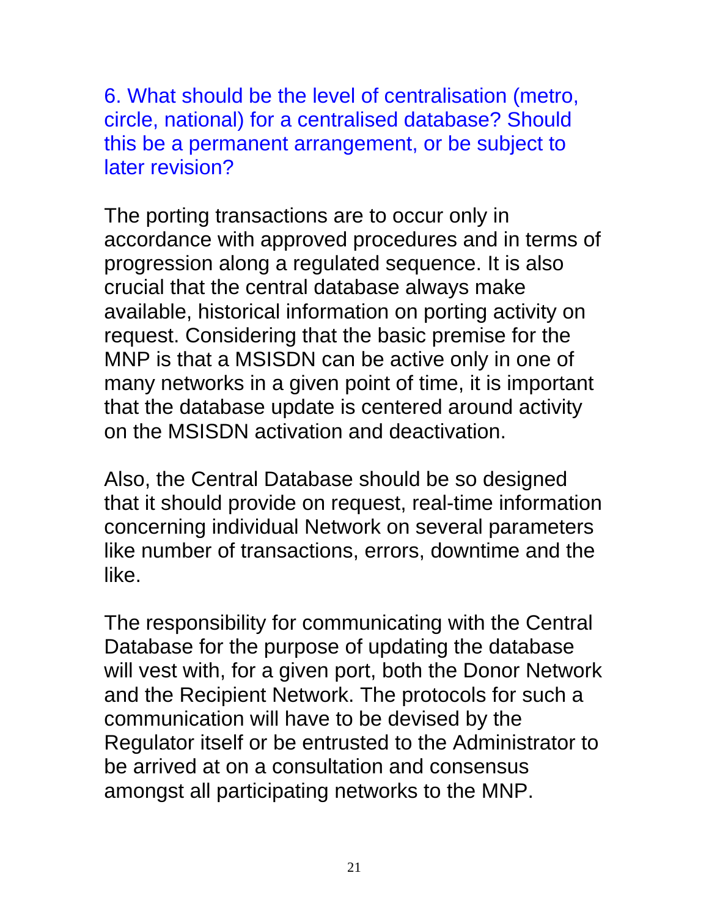6. What should be the level of centralisation (metro, circle, national) for a centralised database? Should this be a permanent arrangement, or be subject to later revision?

The porting transactions are to occur only in accordance with approved procedures and in terms of progression along a regulated sequence. It is also crucial that the central database always make available, historical information on porting activity on request. Considering that the basic premise for the MNP is that a MSISDN can be active only in one of many networks in a given point of time, it is important that the database update is centered around activity on the MSISDN activation and deactivation.

Also, the Central Database should be so designed that it should provide on request, real-time information concerning individual Network on several parameters like number of transactions, errors, downtime and the like.

The responsibility for communicating with the Central Database for the purpose of updating the database will vest with, for a given port, both the Donor Network and the Recipient Network. The protocols for such a communication will have to be devised by the Regulator itself or be entrusted to the Administrator to be arrived at on a consultation and consensus amongst all participating networks to the MNP.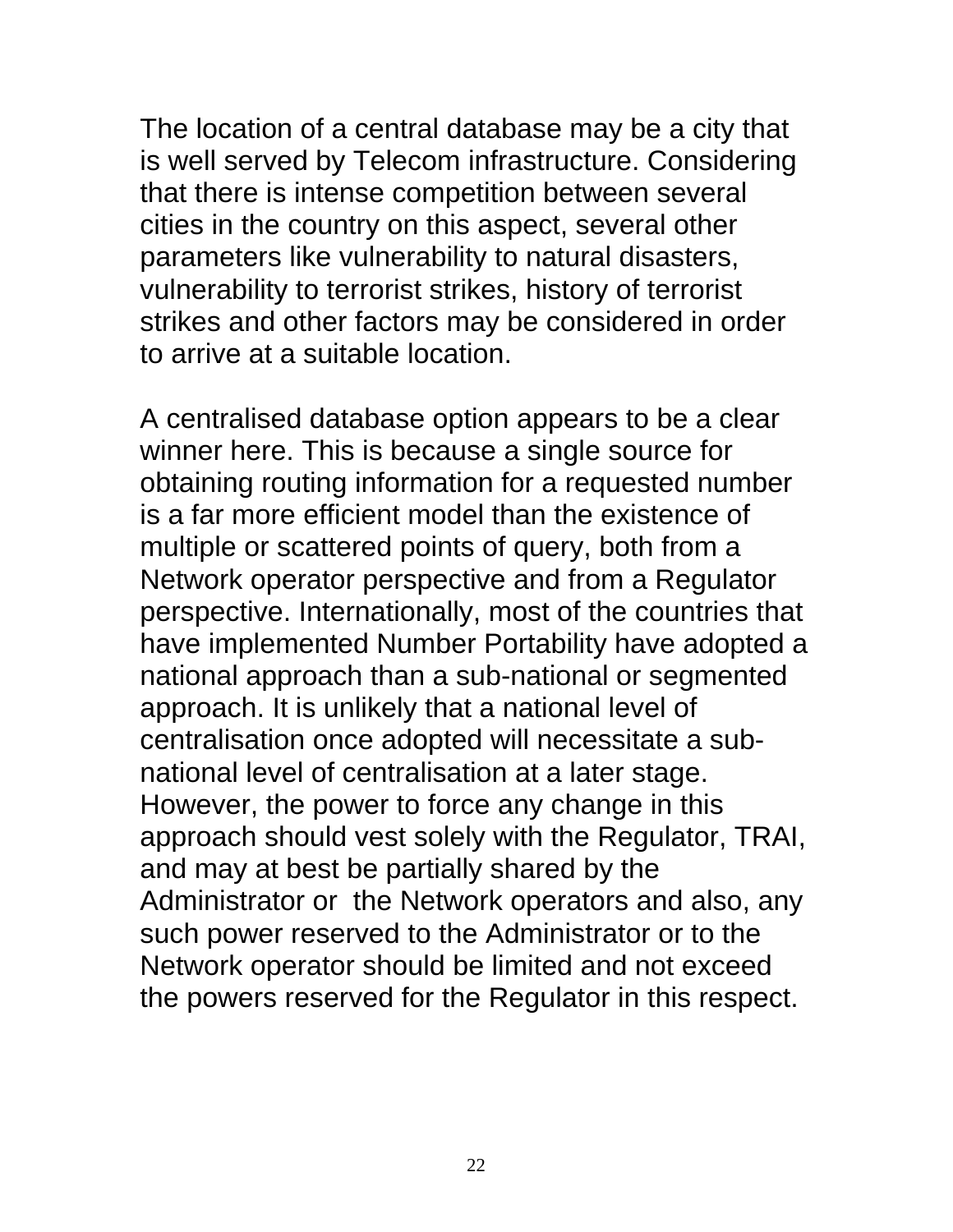The location of a central database may be a city that is well served by Telecom infrastructure. Considering that there is intense competition between several cities in the country on this aspect, several other parameters like vulnerability to natural disasters, vulnerability to terrorist strikes, history of terrorist strikes and other factors may be considered in order to arrive at a suitable location.

A centralised database option appears to be a clear winner here. This is because a single source for obtaining routing information for a requested number is a far more efficient model than the existence of multiple or scattered points of query, both from a Network operator perspective and from a Regulator perspective. Internationally, most of the countries that have implemented Number Portability have adopted a national approach than a sub-national or segmented approach. It is unlikely that a national level of centralisation once adopted will necessitate a sub-national level of centralisation at a later stage. However, the power to force any change in this approach should vest solely with the Regulator, TRAI, and may at best be partially shared by the Administrator or the Network operators and also, any such power reserved to the Administrator or to the Network operator should be limited and not exceed the powers reserved for the Regulator in this respect.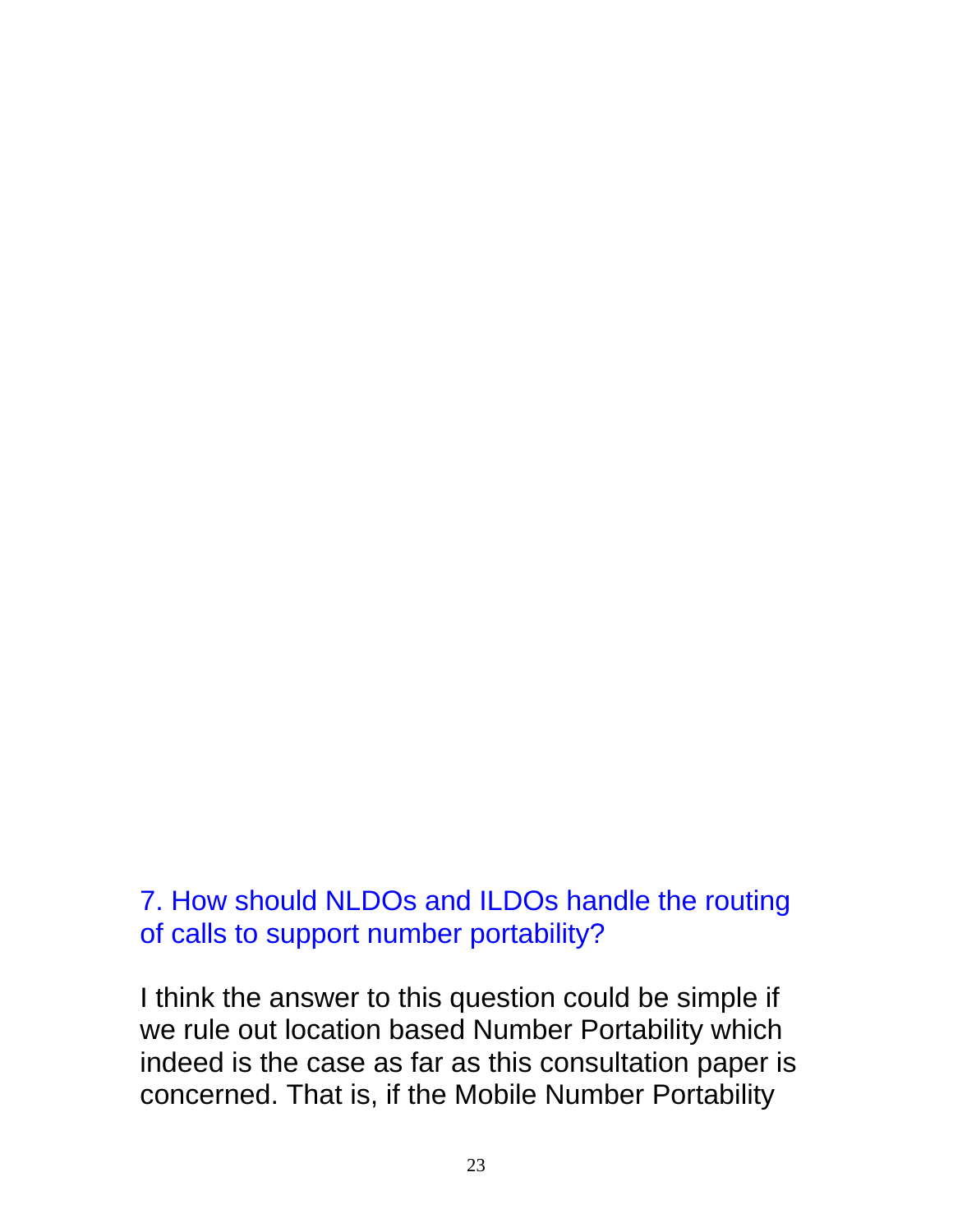## 7. How should NLDOs and ILDOs handle the routing of calls to support number portability?

I think the answer to this question could be simple if we rule out location based Number Portability which indeed is the case as far as this consultation paper is concerned. That is, if the Mobile Number Portability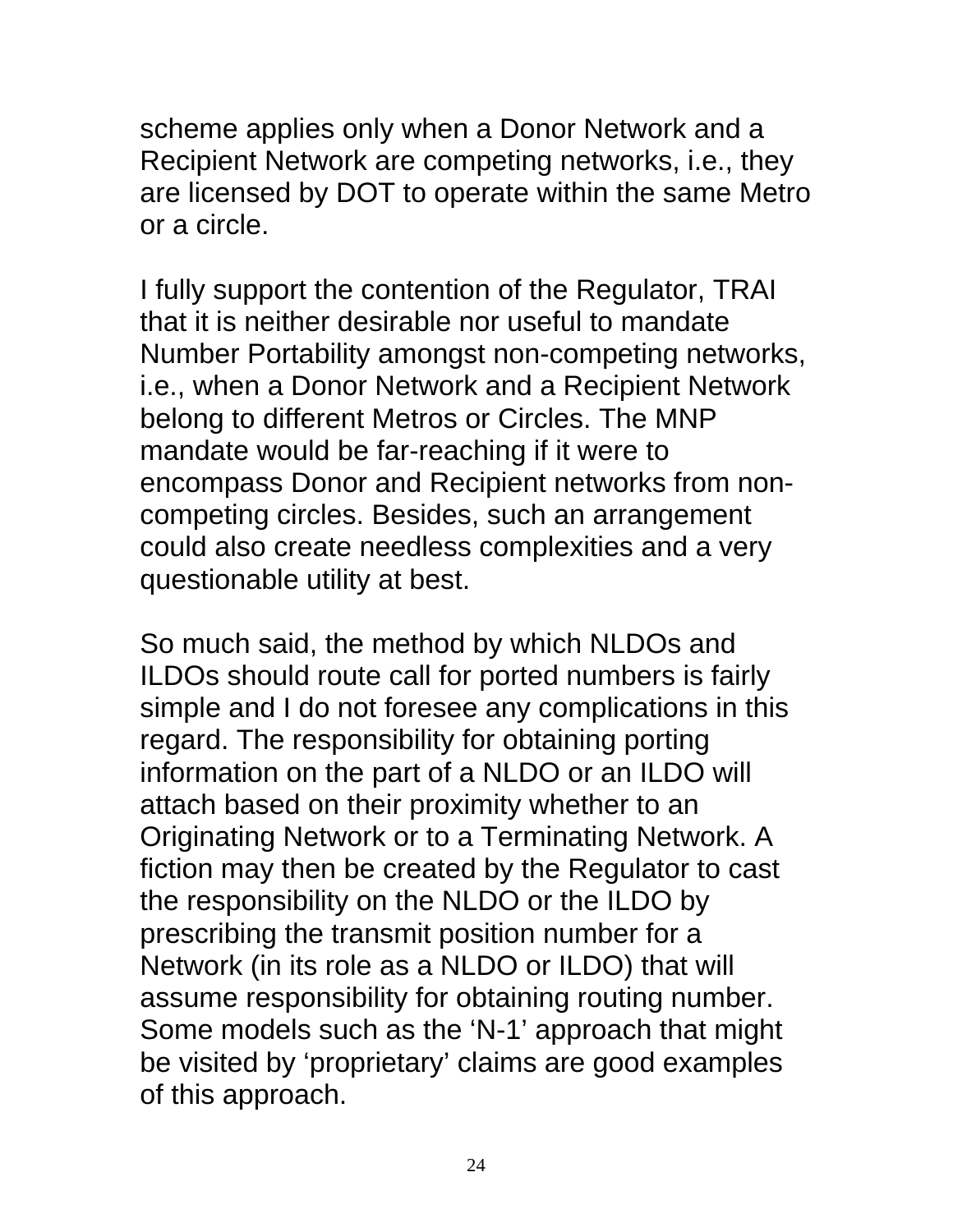scheme applies only when a Donor Network and a Recipient Network are competing networks, i.e., they are licensed by DOT to operate within the same Metro or a circle.

I fully support the contention of the Regulator, TRAI that it is neither desirable nor useful to mandate Number Portability amongst non-competing networks, i.e., when a Donor Network and a Recipient Network belong to different Metros or Circles. The MNP mandate would be far-reaching if it were to encompass Donor and Recipient networks from non-competing circles. Besides, such an arrangement could also create needless complexities and a very questionable utility at best.

So much said, the method by which NLDOs and ILDOs should route call for ported numbers is fairly simple and I do not foresee any complications in this regard. The responsibility for obtaining porting information on the part of a NLDO or an ILDO will attach based on their proximity whether to an Originating Network or to a Terminating Network. A fiction may then be created by the Regulator to cast the responsibility on the NLDO or the ILDO by prescribing the transmit position number for a Network (in its role as a NLDO or ILDO) that will assume responsibility for obtaining routing number. Some models such as the 'N-1' approach that might be visited by 'proprietary' claims are good examples of this approach.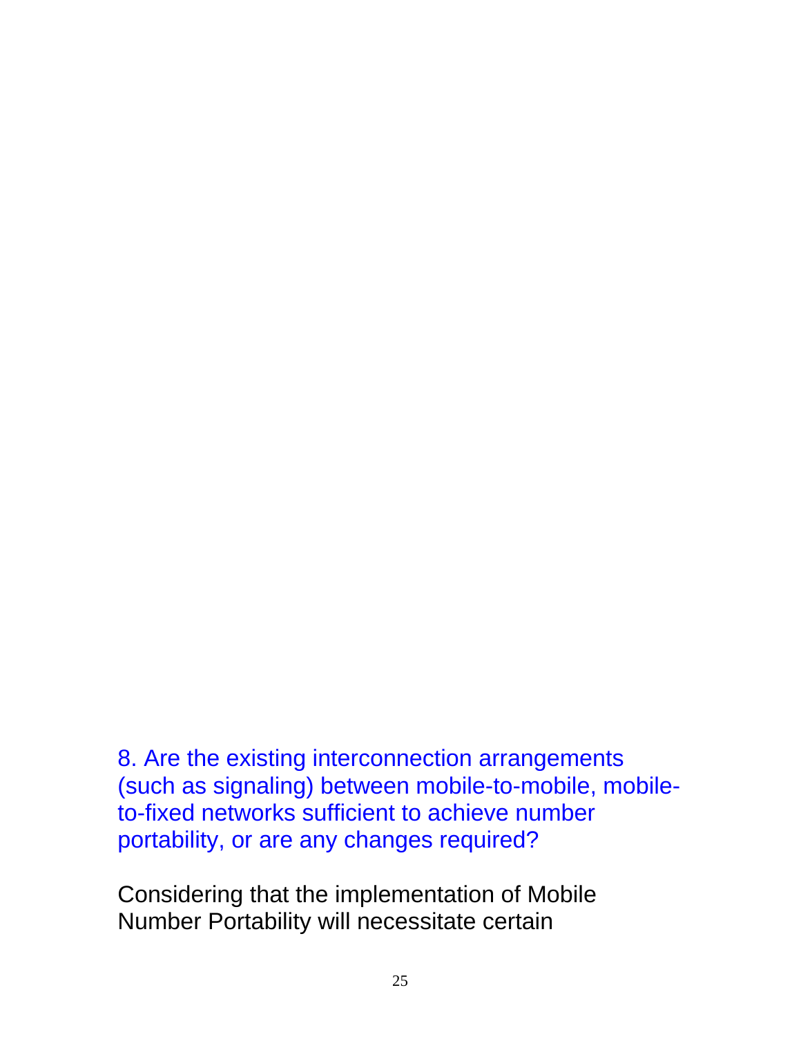8. Are the existing interconnection arrangements (such as signaling) between mobile-to-mobile, mobile-to-fixed networks sufficient to achieve number portability, or are any changes required?

Considering that the implementation of Mobile Number Portability will necessitate certain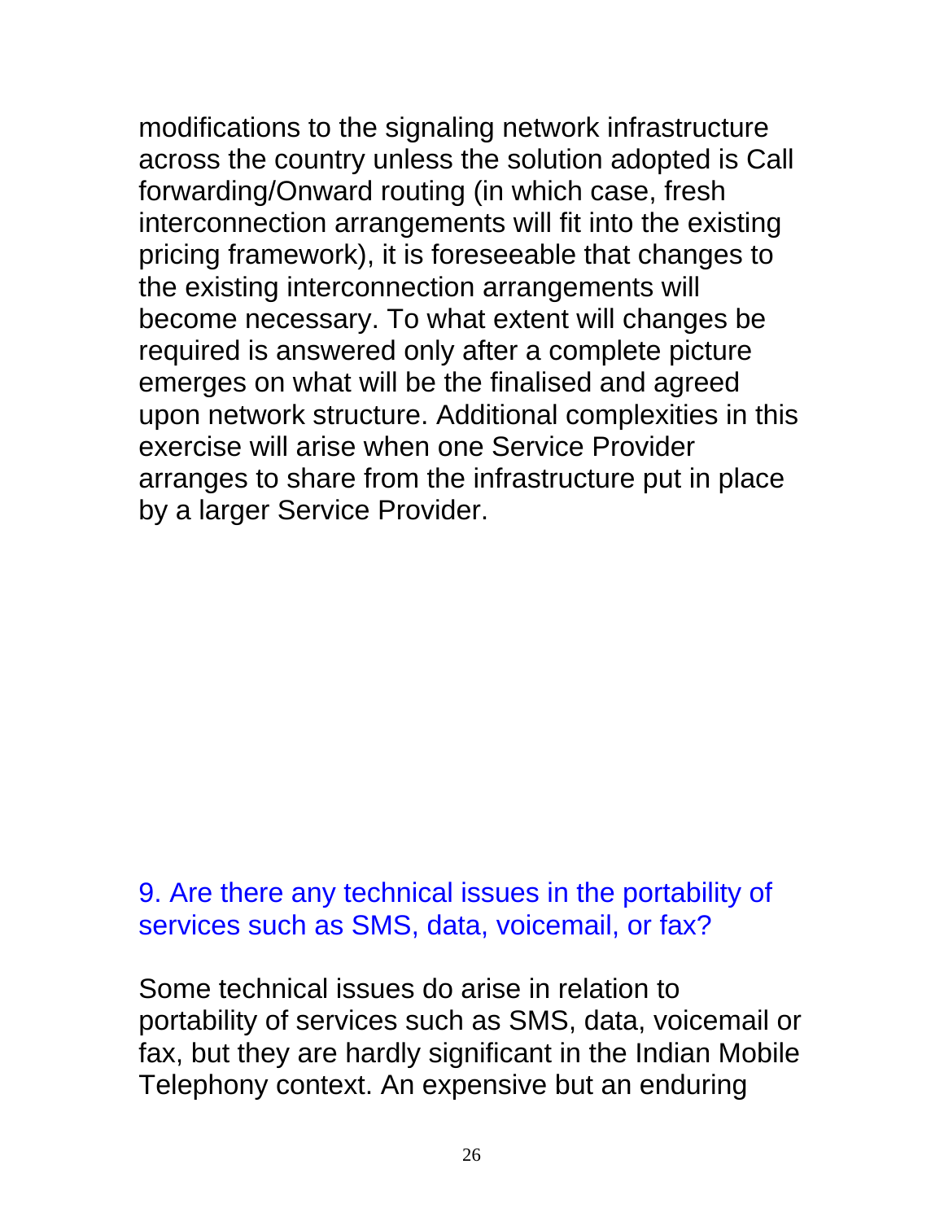modifications to the signaling network infrastructure across the country unless the solution adopted is Call forwarding/Onward routing (in which case, fresh interconnection arrangements will fit into the existing pricing framework), it is foreseeable that changes to the existing interconnection arrangements will become necessary. To what extent will changes be required is answered only after a complete picture emerges on what will be the finalised and agreed upon network structure. Additional complexities in this exercise will arise when one Service Provider arranges to share from the infrastructure put in place by a larger Service Provider.

### 9. Are there any technical issues in the portability of services such as SMS, data, voicemail, or fax?

Some technical issues do arise in relation to portability of services such as SMS, data, voicemail or fax, but they are hardly significant in the Indian Mobile Telephony context. An expensive but an enduring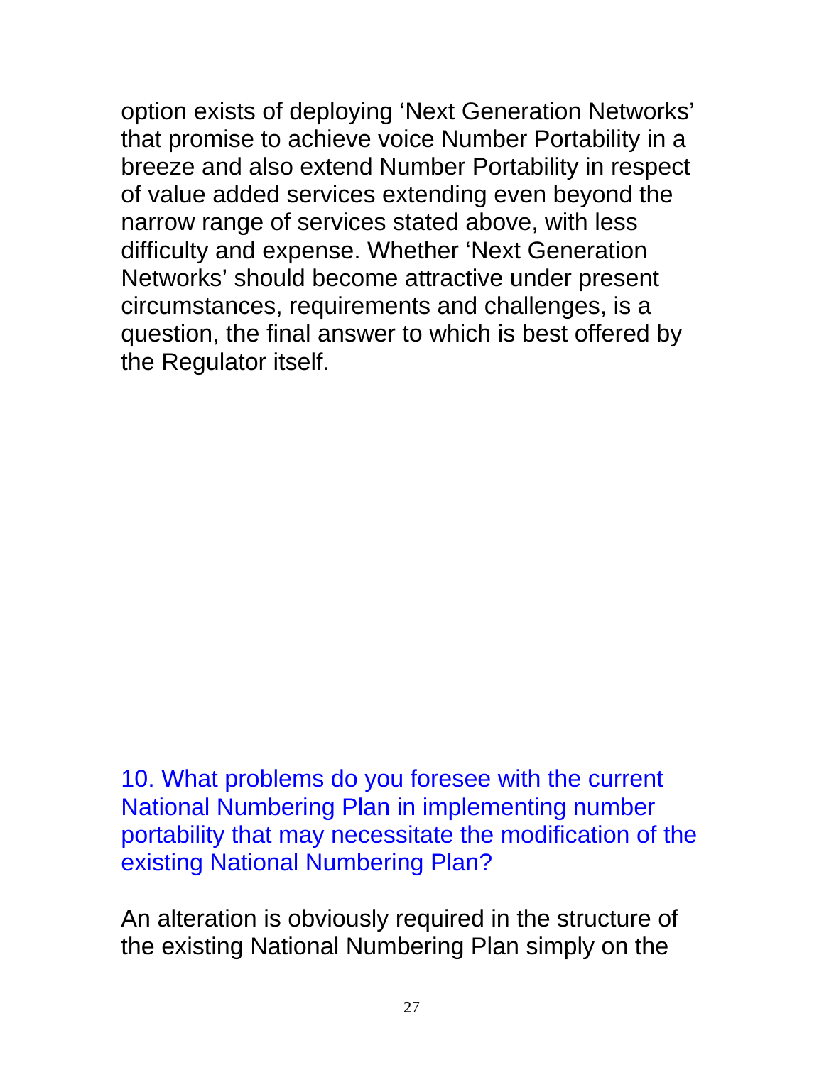option exists of deploying ‘Next Generation Networks’ that promise to achieve voice Number Portability in a breeze and also extend Number Portability in respect of value added services extending even beyond the narrow range of services stated above, with less difficulty and expense. Whether ‘Next Generation Networks’ should become attractive under present circumstances, requirements and challenges, is a question, the final answer to which is best offered by the Regulator itself.

### 10. What problems do you foresee with the current National Numbering Plan in implementing number portability that may necessitate the modification of the existing National Numbering Plan?

An alteration is obviously required in the structure of the existing National Numbering Plan simply on the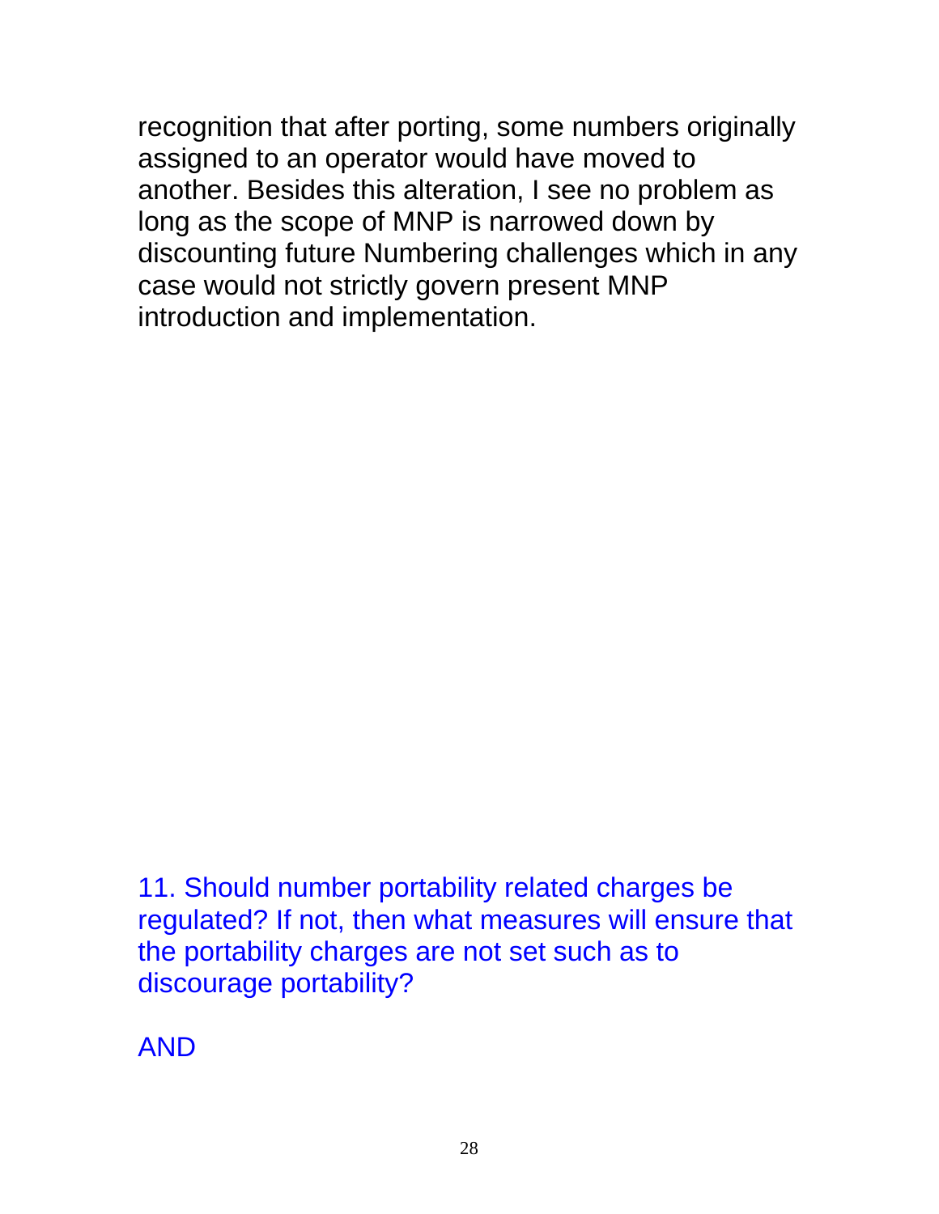recognition that after porting, some numbers originally assigned to an operator would have moved to another. Besides this alteration, I see no problem as long as the scope of MNP is narrowed down by discounting future Numbering challenges which in any case would not strictly govern present MNP introduction and implementation.

11. Should number portability related charges be regulated? If not, then what measures will ensure that the portability charges are not set such as to discourage portability?

AND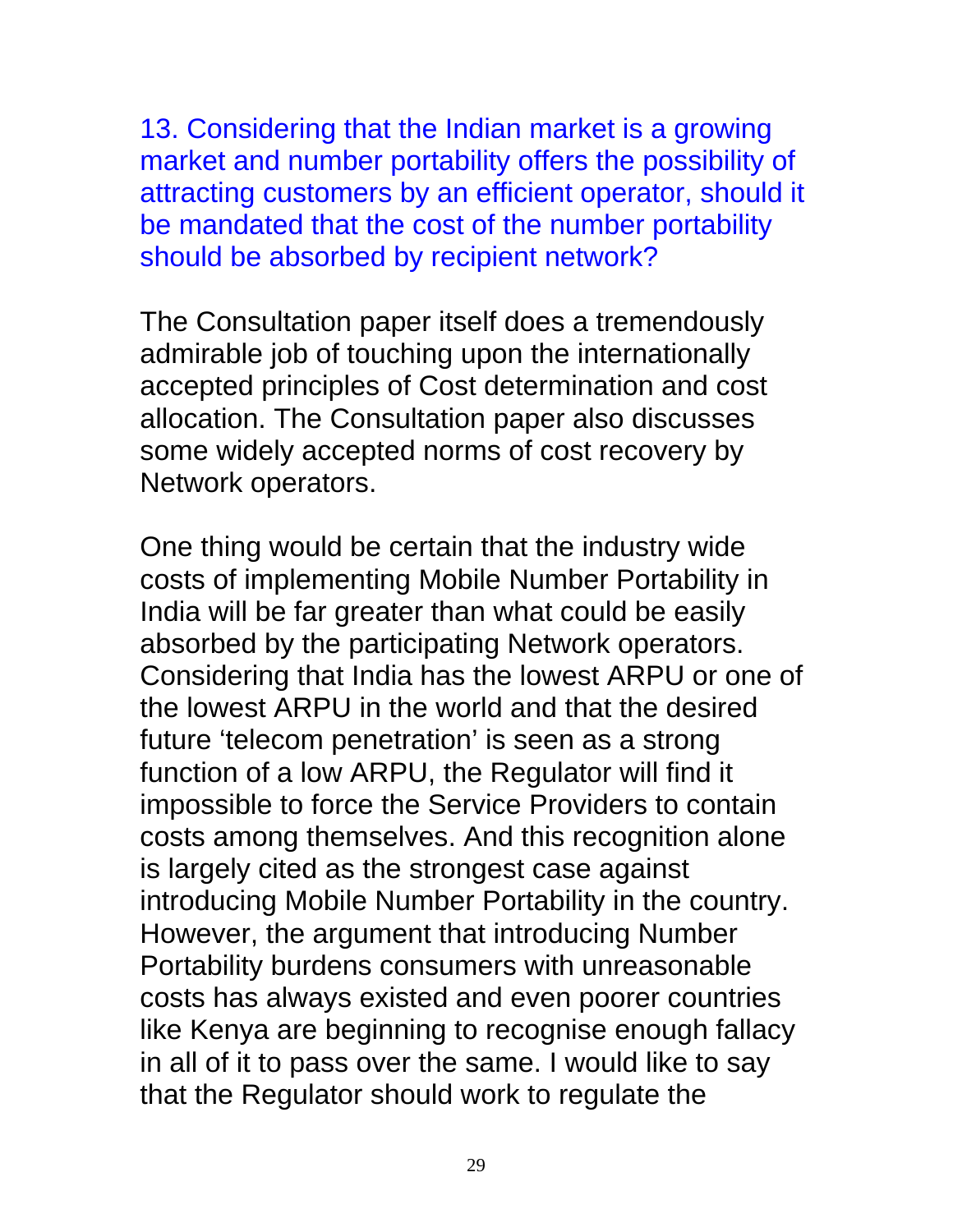13. Considering that the Indian market is a growing market and number portability offers the possibility of attracting customers by an efficient operator, should it be mandated that the cost of the number portability should be absorbed by recipient network?

The Consultation paper itself does a tremendously admirable job of touching upon the internationally accepted principles of Cost determination and cost allocation. The Consultation paper also discusses some widely accepted norms of cost recovery by Network operators.

One thing would be certain that the industry wide costs of implementing Mobile Number Portability in India will be far greater than what could be easily absorbed by the participating Network operators. Considering that India has the lowest ARPU or one of the lowest ARPU in the world and that the desired future 'telecom penetration' is seen as a strong function of a low ARPU, the Regulator will find it impossible to force the Service Providers to contain costs among themselves. And this recognition alone is largely cited as the strongest case against introducing Mobile Number Portability in the country. However, the argument that introducing Number Portability burdens consumers with unreasonable costs has always existed and even poorer countries like Kenya are beginning to recognise enough fallacy in all of it to pass over the same. I would like to say that the Regulator should work to regulate the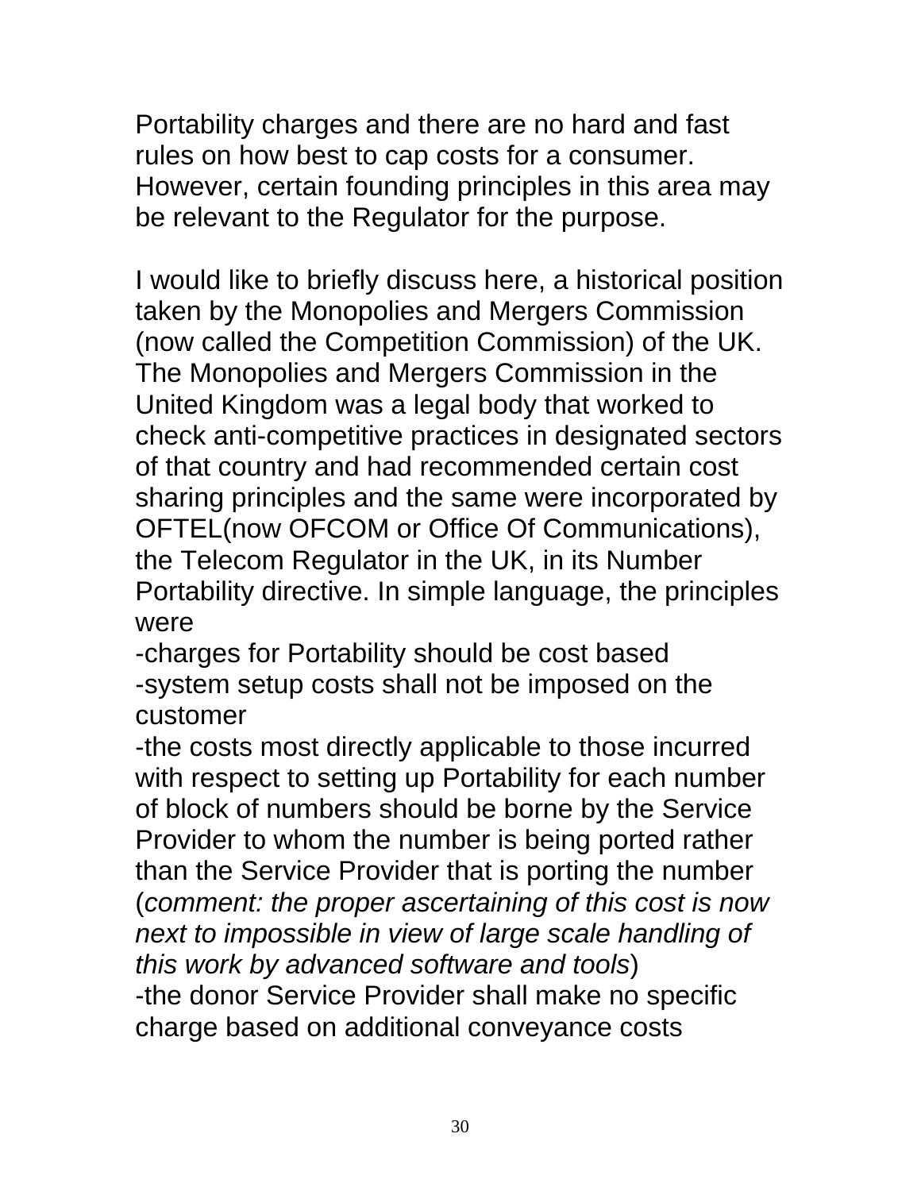Portability charges and there are no hard and fast rules on how best to cap costs for a consumer. However, certain founding principles in this area may be relevant to the Regulator for the purpose.

I would like to briefly discuss here, a historical position taken by the Monopolies and Mergers Commission (now called the Competition Commission) of the UK. The Monopolies and Mergers Commission in the United Kingdom was a legal body that worked to check anti-competitive practices in designated sectors of that country and had recommended certain cost sharing principles and the same were incorporated by OFTEL(now OFCOM or Office Of Communications), the Telecom Regulator in the UK, in its Number Portability directive. In simple language, the principles were

-charges for Portability should be cost based

-system setup costs shall not be imposed on the customer

-the costs most directly applicable to those incurred with respect to setting up Portability for each number of block of numbers should be borne by the Service Provider to whom the number is being ported rather than the Service Provider that is porting the number (*comment: the proper ascertaining of this cost is now next to impossible in view of large scale handling of this work by advanced software and tools*)

-the donor Service Provider shall make no specific charge based on additional conveyance costs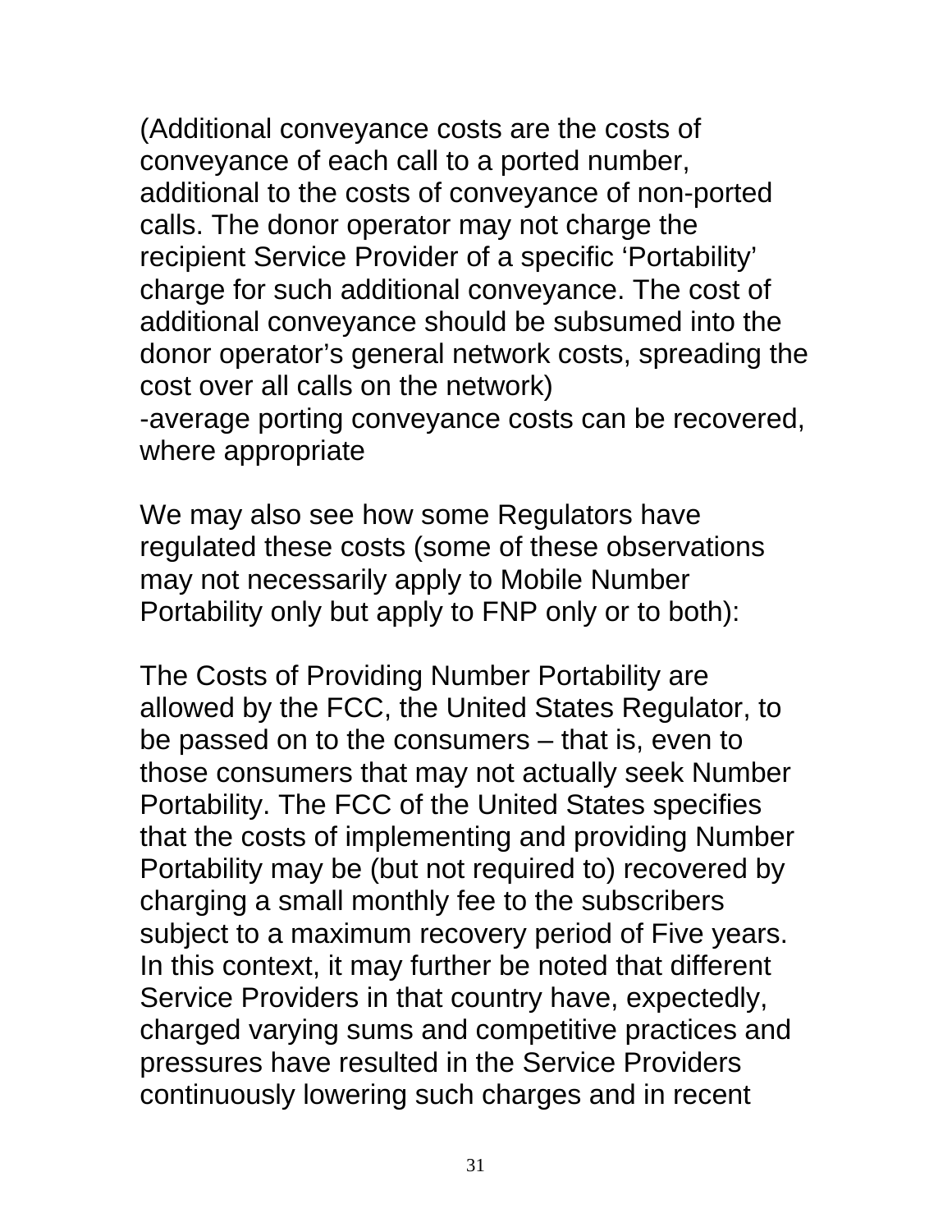(Additional conveyance costs are the costs of conveyance of each call to a ported number, additional to the costs of conveyance of non-ported calls. The donor operator may not charge the recipient Service Provider of a specific 'Portability' charge for such additional conveyance. The cost of additional conveyance should be subsumed into the donor operator's general network costs, spreading the cost over all calls on the network)
-average porting conveyance costs can be recovered, where appropriate

We may also see how some Regulators have regulated these costs (some of these observations may not necessarily apply to Mobile Number Portability only but apply to FNP only or to both):

The Costs of Providing Number Portability are allowed by the FCC, the United States Regulator, to be passed on to the consumers – that is, even to those consumers that may not actually seek Number Portability. The FCC of the United States specifies that the costs of implementing and providing Number Portability may be (but not required to) recovered by charging a small monthly fee to the subscribers subject to a maximum recovery period of Five years. In this context, it may further be noted that different Service Providers in that country have, expectedly, charged varying sums and competitive practices and pressures have resulted in the Service Providers continuously lowering such charges and in recent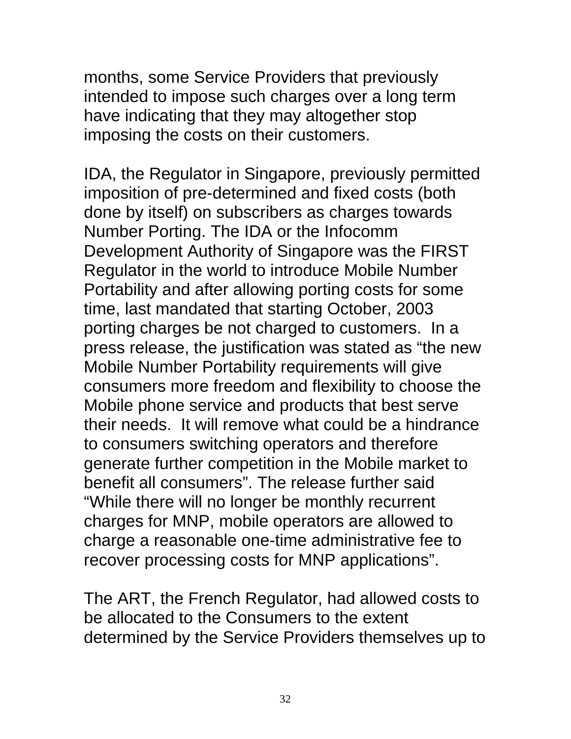months, some Service Providers that previously intended to impose such charges over a long term have indicating that they may altogether stop imposing the costs on their customers.

IDA, the Regulator in Singapore, previously permitted imposition of pre-determined and fixed costs (both done by itself) on subscribers as charges towards Number Porting. The IDA or the Infocomm Development Authority of Singapore was the FIRST Regulator in the world to introduce Mobile Number Portability and after allowing porting costs for some time, last mandated that starting October, 2003 porting charges be not charged to customers. In a press release, the justification was stated as "the new Mobile Number Portability requirements will give consumers more freedom and flexibility to choose the Mobile phone service and products that best serve their needs. It will remove what could be a hindrance to consumers switching operators and therefore generate further competition in the Mobile market to benefit all consumers". The release further said "While there will no longer be monthly recurrent charges for MNP, mobile operators are allowed to charge a reasonable one-time administrative fee to recover processing costs for MNP applications".

The ART, the French Regulator, had allowed costs to be allocated to the Consumers to the extent determined by the Service Providers themselves up to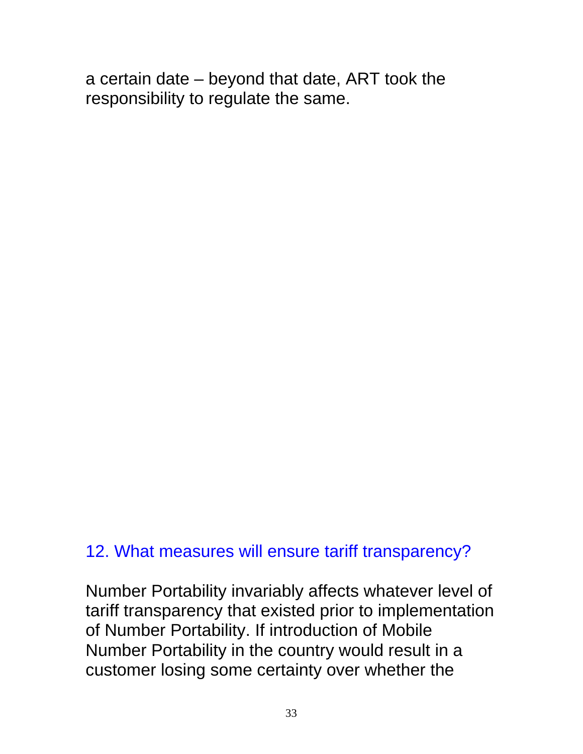a certain date – beyond that date, ART took the responsibility to regulate the same.

## 12. What measures will ensure tariff transparency?

Number Portability invariably affects whatever level of tariff transparency that existed prior to implementation of Number Portability. If introduction of Mobile Number Portability in the country would result in a customer losing some certainty over whether the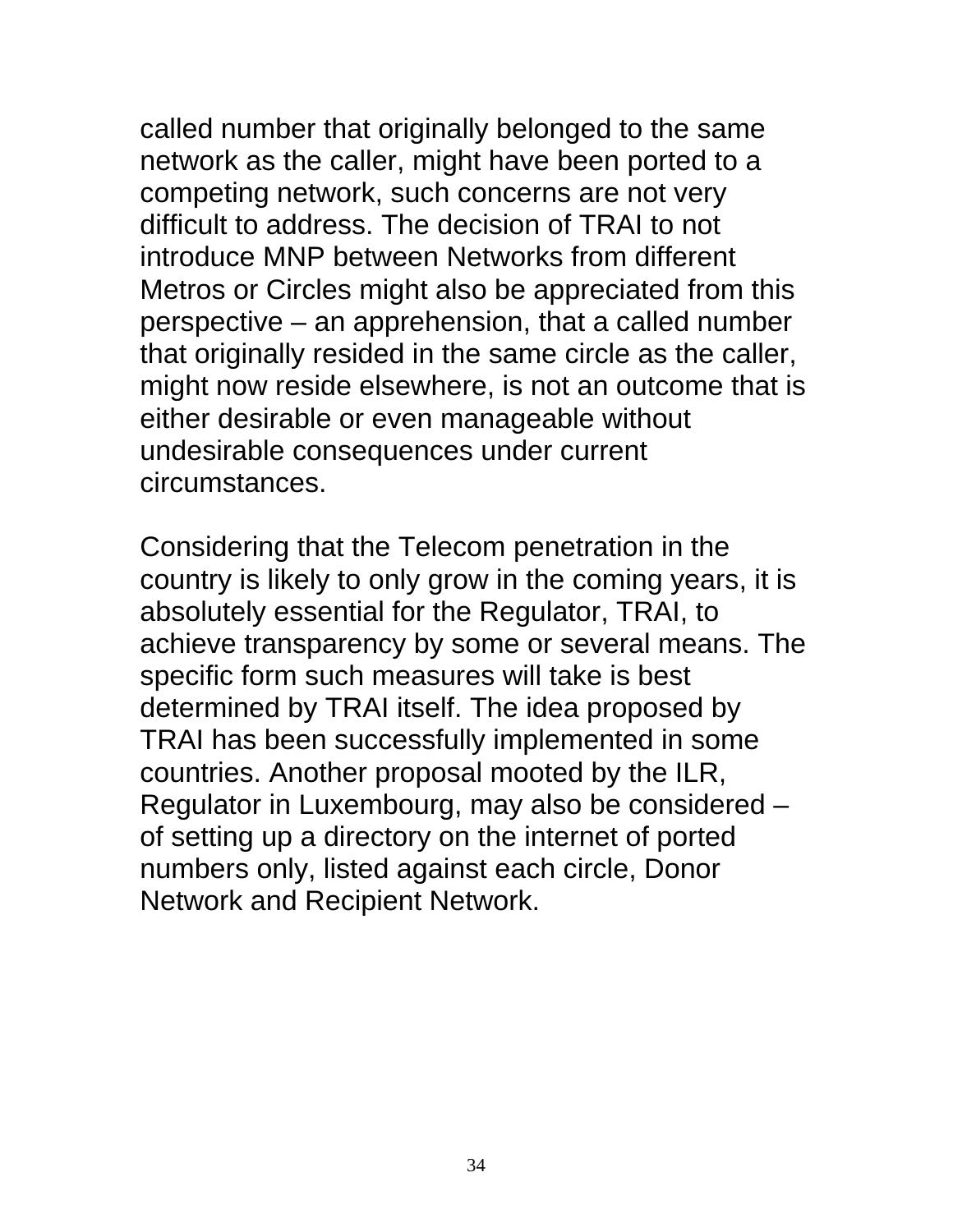called number that originally belonged to the same network as the caller, might have been ported to a competing network, such concerns are not very difficult to address. The decision of TRAI to not introduce MNP between Networks from different Metros or Circles might also be appreciated from this perspective – an apprehension, that a called number that originally resided in the same circle as the caller, might now reside elsewhere, is not an outcome that is either desirable or even manageable without undesirable consequences under current circumstances.

Considering that the Telecom penetration in the country is likely to only grow in the coming years, it is absolutely essential for the Regulator, TRAI, to achieve transparency by some or several means. The specific form such measures will take is best determined by TRAI itself. The idea proposed by TRAI has been successfully implemented in some countries. Another proposal mooted by the ILR, Regulator in Luxembourg, may also be considered – of setting up a directory on the internet of ported numbers only, listed against each circle, Donor Network and Recipient Network.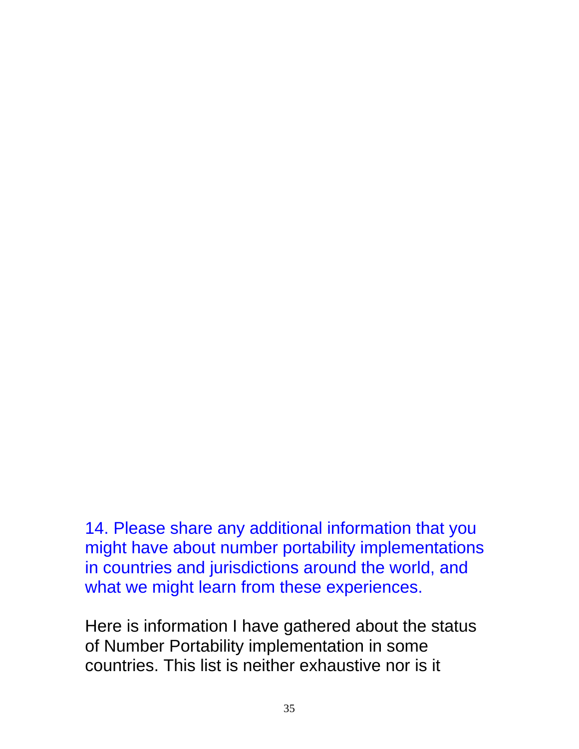14. Please share any additional information that you might have about number portability implementations in countries and jurisdictions around the world, and what we might learn from these experiences.

Here is information I have gathered about the status of Number Portability implementation in some countries. This list is neither exhaustive nor is it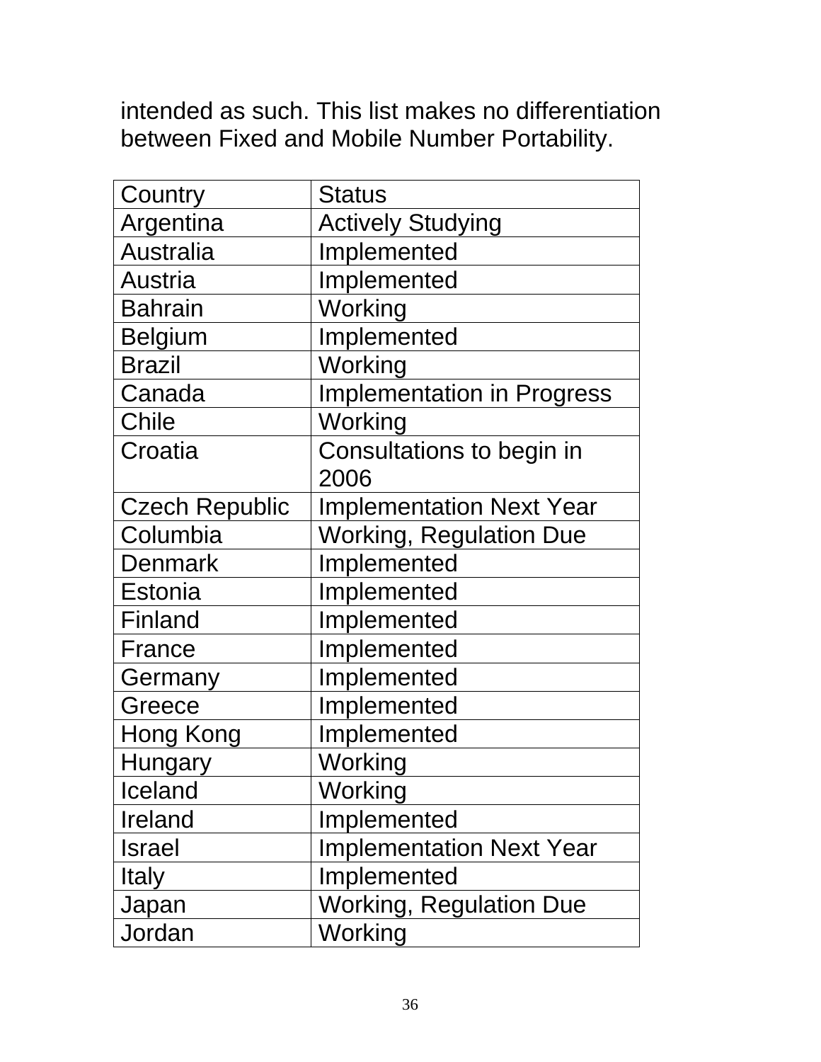intended as such. This list makes no differentiation between Fixed and Mobile Number Portability.

| Country | Status |
|---|---|
| Argentina | Actively Studying |
| Australia | Implemented |
| Austria | Implemented |
| Bahrain | Working |
| Belgium | Implemented |
| Brazil | Working |
| Canada | Implementation in Progress |
| Chile | Working |
| Croatia | Consultations to begin in 2006 |
| Czech Republic | Implementation Next Year |
| Columbia | Working, Regulation Due |
| Denmark | Implemented |
| Estonia | Implemented |
| Finland | Implemented |
| France | Implemented |
| Germany | Implemented |
| Greece | Implemented |
| Hong Kong | Implemented |
| Hungary | Working |
| Iceland | Working |
| Ireland | Implemented |
| Israel | Implementation Next Year |
| Italy | Implemented |
| Japan | Working, Regulation Due |
| Jordan | Working |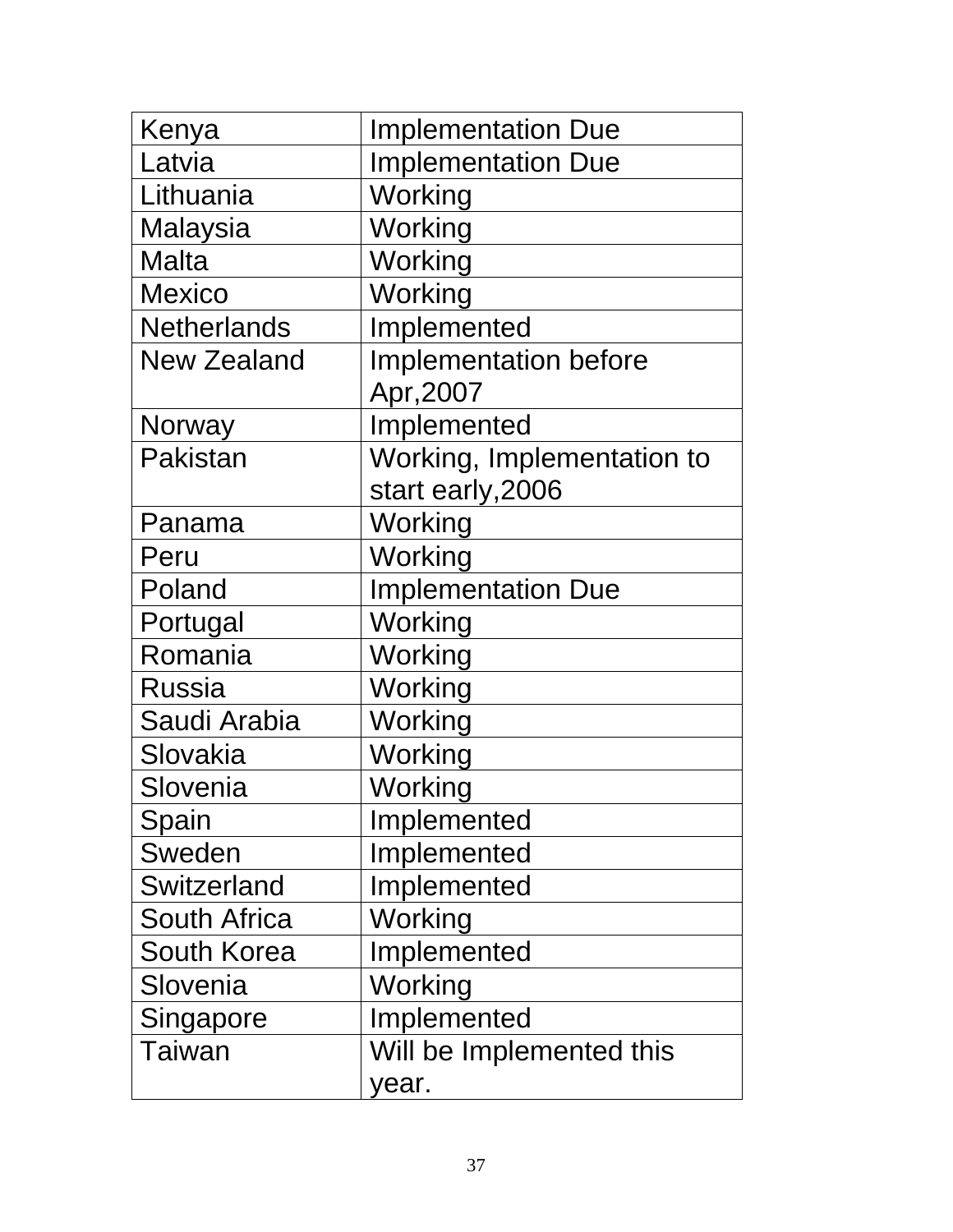| Kenya | Implementation Due |
| --- | --- |
| Latvia | Implementation Due |
| Lithuania | Working |
| Malaysia | Working |
| Malta | Working |
| Mexico | Working |
| Netherlands | Implemented |
| New Zealand | Implementation before Apr,2007 |
| Norway | Implemented |
| Pakistan | Working, Implementation to start early,2006 |
| Panama | Working |
| Peru | Working |
| Poland | Implementation Due |
| Portugal | Working |
| Romania | Working |
| Russia | Working |
| Saudi Arabia | Working |
| Slovakia | Working |
| Slovenia | Working |
| Spain | Implemented |
| Sweden | Implemented |
| Switzerland | Implemented |
| South Africa | Working |
| South Korea | Implemented |
| Slovenia | Working |
| Singapore | Implemented |
| Taiwan | Will be Implemented this year. |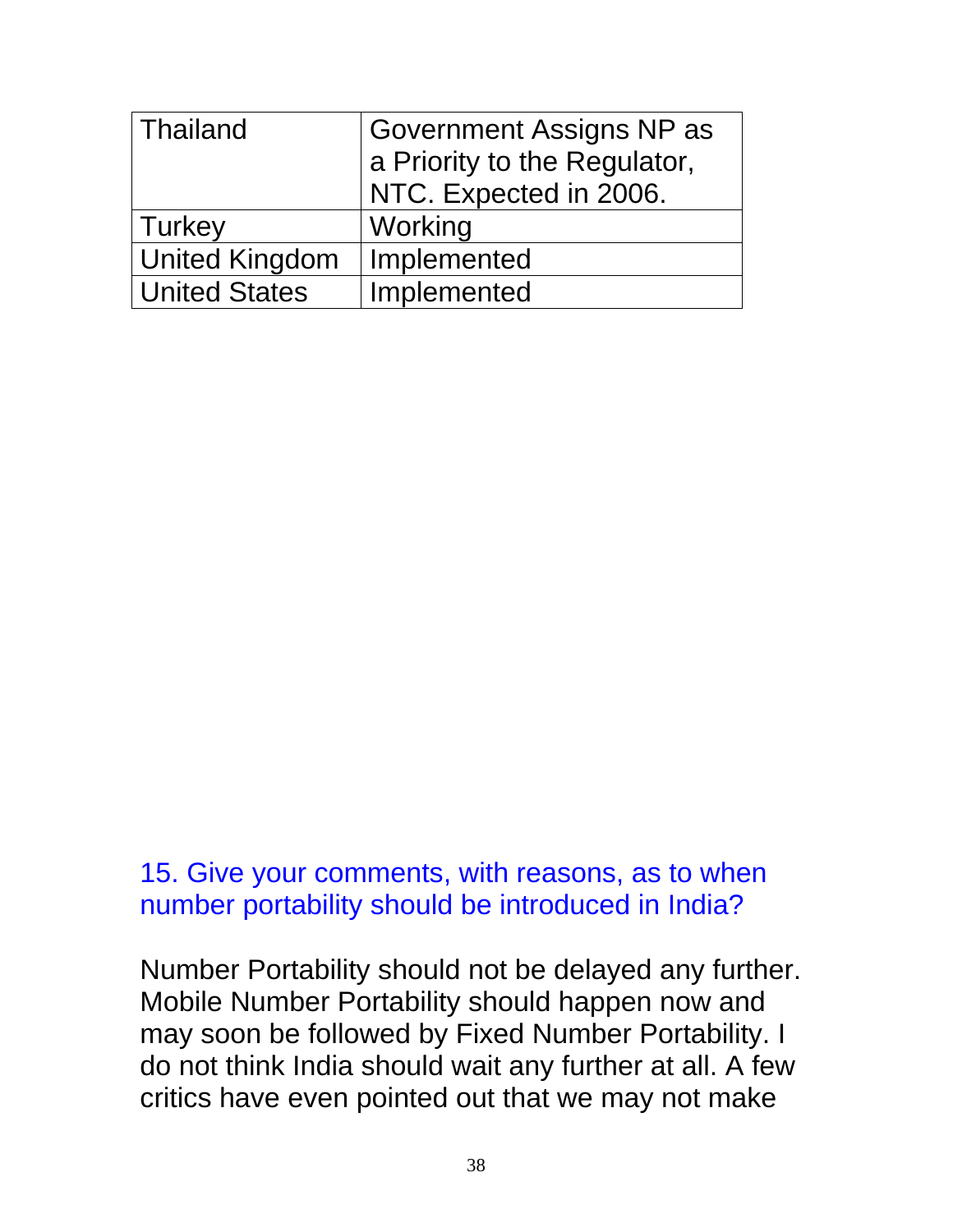| Thailand | Government Assigns NP as a Priority to the Regulator, NTC. Expected in 2006. |
|---|---|
| Turkey | Working |
| United Kingdom | Implemented |
| United States | Implemented |

15. Give your comments, with reasons, as to when number portability should be introduced in India?

Number Portability should not be delayed any further. Mobile Number Portability should happen now and may soon be followed by Fixed Number Portability. I do not think India should wait any further at all. A few critics have even pointed out that we may not make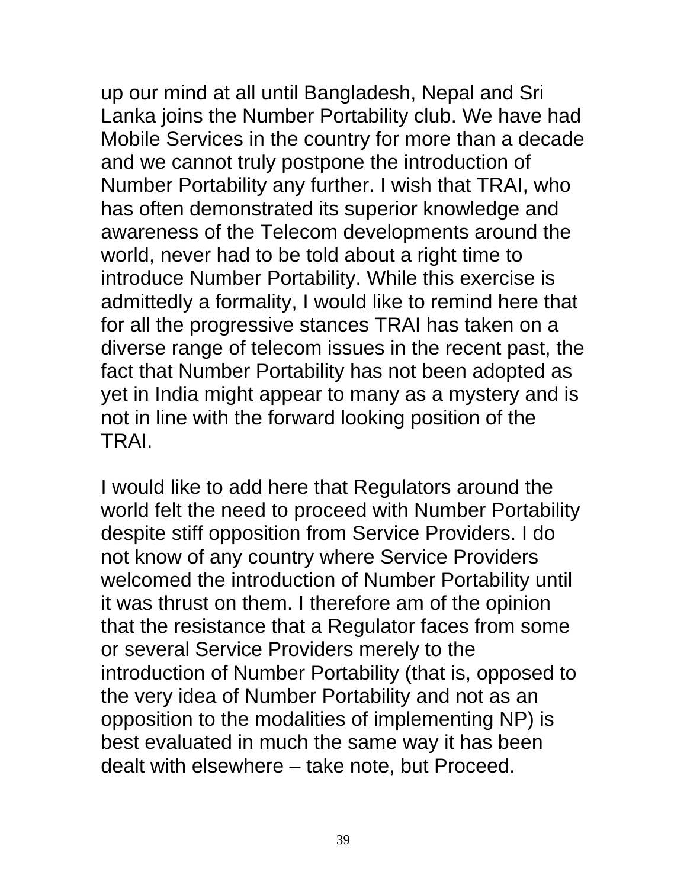up our mind at all until Bangladesh, Nepal and Sri Lanka joins the Number Portability club. We have had Mobile Services in the country for more than a decade and we cannot truly postpone the introduction of Number Portability any further. I wish that TRAI, who has often demonstrated its superior knowledge and awareness of the Telecom developments around the world, never had to be told about a right time to introduce Number Portability. While this exercise is admittedly a formality, I would like to remind here that for all the progressive stances TRAI has taken on a diverse range of telecom issues in the recent past, the fact that Number Portability has not been adopted as yet in India might appear to many as a mystery and is not in line with the forward looking position of the TRAI.

I would like to add here that Regulators around the world felt the need to proceed with Number Portability despite stiff opposition from Service Providers. I do not know of any country where Service Providers welcomed the introduction of Number Portability until it was thrust on them. I therefore am of the opinion that the resistance that a Regulator faces from some or several Service Providers merely to the introduction of Number Portability (that is, opposed to the very idea of Number Portability and not as an opposition to the modalities of implementing NP) is best evaluated in much the same way it has been dealt with elsewhere – take note, but Proceed.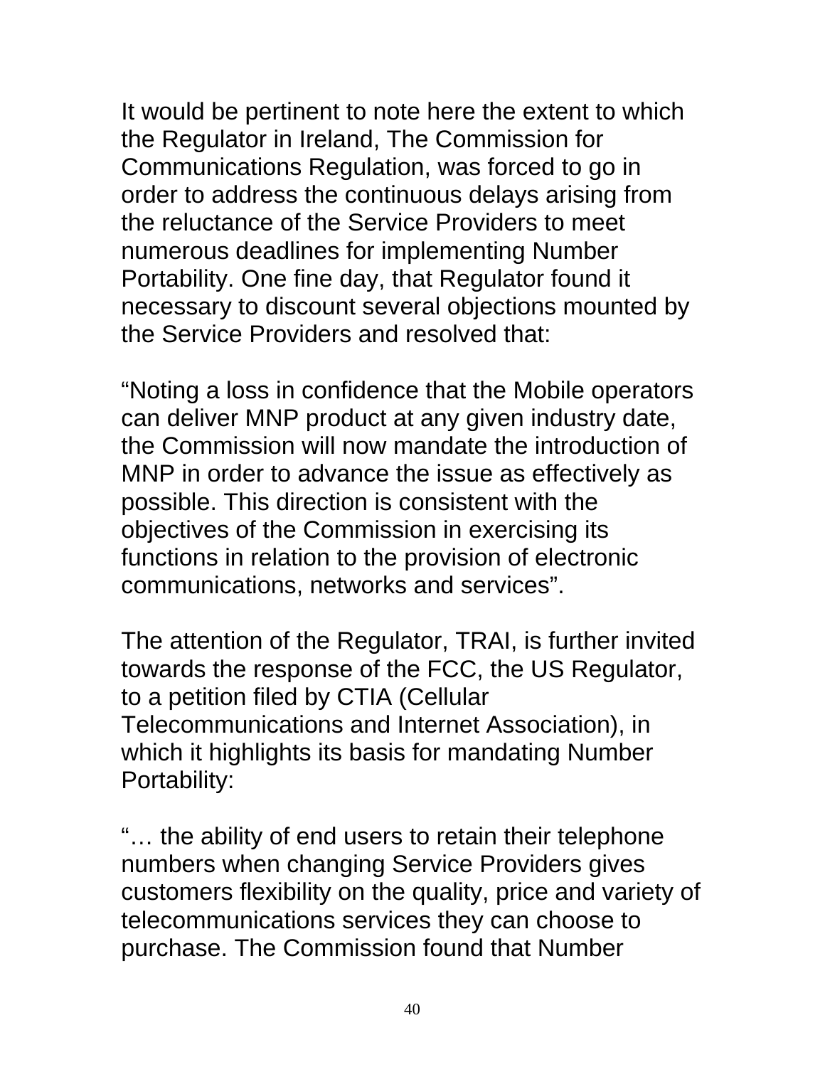It would be pertinent to note here the extent to which the Regulator in Ireland, The Commission for Communications Regulation, was forced to go in order to address the continuous delays arising from the reluctance of the Service Providers to meet numerous deadlines for implementing Number Portability. One fine day, that Regulator found it necessary to discount several objections mounted by the Service Providers and resolved that:

"Noting a loss in confidence that the Mobile operators can deliver MNP product at any given industry date, the Commission will now mandate the introduction of MNP in order to advance the issue as effectively as possible. This direction is consistent with the objectives of the Commission in exercising its functions in relation to the provision of electronic communications, networks and services".

The attention of the Regulator, TRAI, is further invited towards the response of the FCC, the US Regulator, to a petition filed by CTIA (Cellular Telecommunications and Internet Association), in which it highlights its basis for mandating Number Portability:

"… the ability of end users to retain their telephone numbers when changing Service Providers gives customers flexibility on the quality, price and variety of telecommunications services they can choose to purchase. The Commission found that Number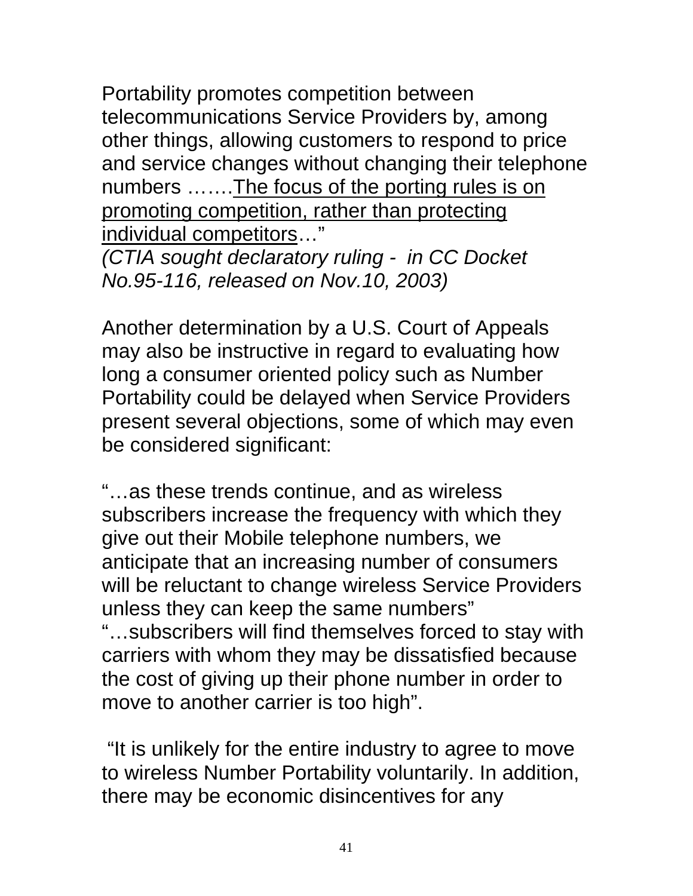Portability promotes competition between telecommunications Service Providers by, among other things, allowing customers to respond to price and service changes without changing their telephone numbers …….<u>The focus of the porting rules is on promoting competition, rather than protecting individual competitors</u>…"
*(CTIA sought declaratory ruling - in CC Docket No.95-116, released on Nov.10, 2003)*

Another determination by a U.S. Court of Appeals may also be instructive in regard to evaluating how long a consumer oriented policy such as Number Portability could be delayed when Service Providers present several objections, some of which may even be considered significant:

"…as these trends continue, and as wireless subscribers increase the frequency with which they give out their Mobile telephone numbers, we anticipate that an increasing number of consumers will be reluctant to change wireless Service Providers unless they can keep the same numbers"
"…subscribers will find themselves forced to stay with carriers with whom they may be dissatisfied because the cost of giving up their phone number in order to move to another carrier is too high".

"It is unlikely for the entire industry to agree to move to wireless Number Portability voluntarily. In addition, there may be economic disincentives for any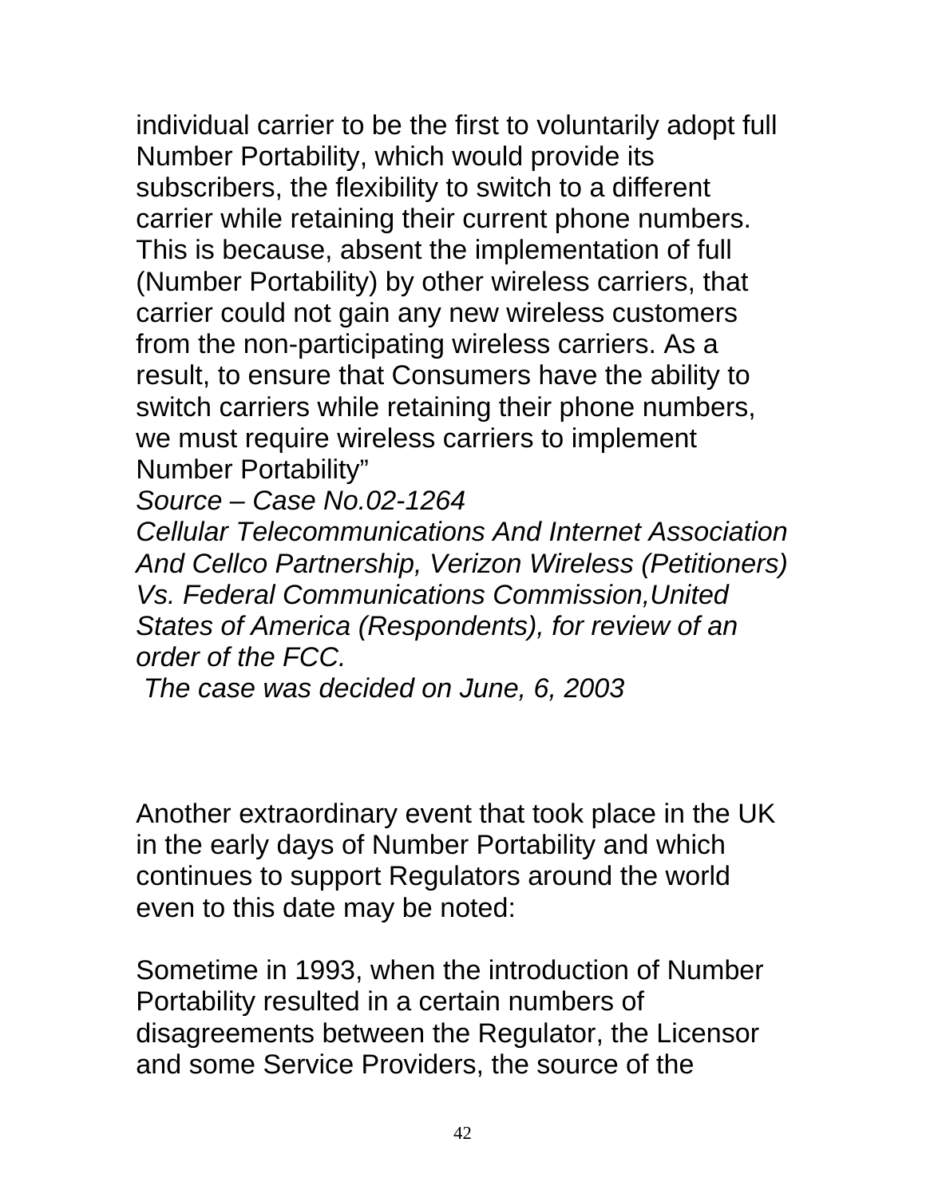individual carrier to be the first to voluntarily adopt full Number Portability, which would provide its subscribers, the flexibility to switch to a different carrier while retaining their current phone numbers. This is because, absent the implementation of full (Number Portability) by other wireless carriers, that carrier could not gain any new wireless customers from the non-participating wireless carriers. As a result, to ensure that Consumers have the ability to switch carriers while retaining their phone numbers, we must require wireless carriers to implement Number Portability"

*Source – Case No.02-1264*

*Cellular Telecommunications And Internet Association And Cellco Partnership, Verizon Wireless (Petitioners) Vs. Federal Communications Commission,United States of America (Respondents), for review of an order of the FCC.*

*The case was decided on June, 6, 2003*

Another extraordinary event that took place in the UK in the early days of Number Portability and which continues to support Regulators around the world even to this date may be noted:

Sometime in 1993, when the introduction of Number Portability resulted in a certain numbers of disagreements between the Regulator, the Licensor and some Service Providers, the source of the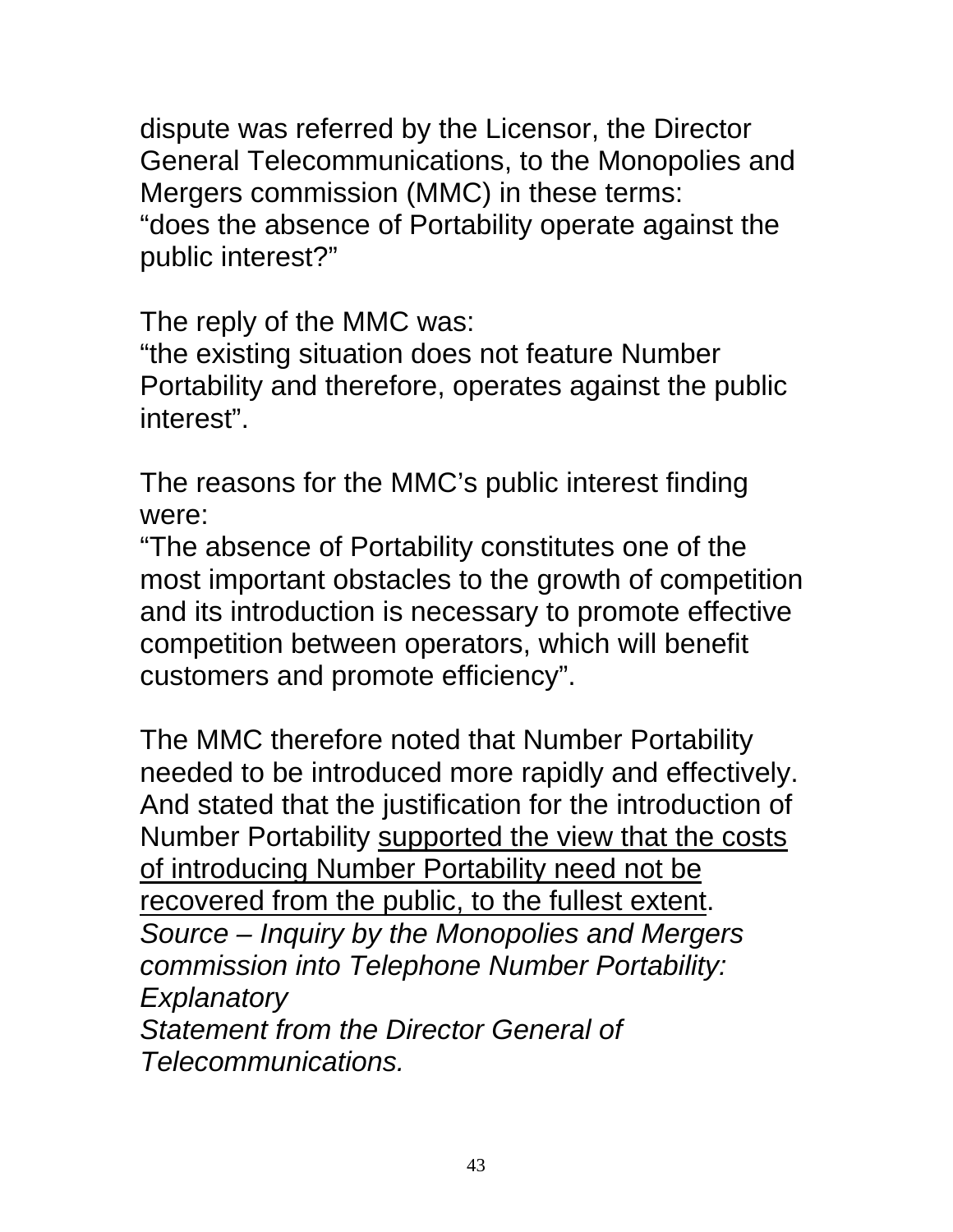dispute was referred by the Licensor, the Director General Telecommunications, to the Monopolies and Mergers commission (MMC) in these terms:
“does the absence of Portability operate against the public interest?”

The reply of the MMC was:
“the existing situation does not feature Number Portability and therefore, operates against the public interest”.

The reasons for the MMC’s public interest finding were:
“The absence of Portability constitutes one of the most important obstacles to the growth of competition and its introduction is necessary to promote effective competition between operators, which will benefit customers and promote efficiency”.

The MMC therefore noted that Number Portability needed to be introduced more rapidly and effectively. And stated that the justification for the introduction of Number Portability <u>supported the view that the costs of introducing Number Portability need not be recovered from the public, to the fullest extent</u>.
*Source – Inquiry by the Monopolies and Mergers commission into Telephone Number Portability: Explanatory*
*Statement from the Director General of Telecommunications.*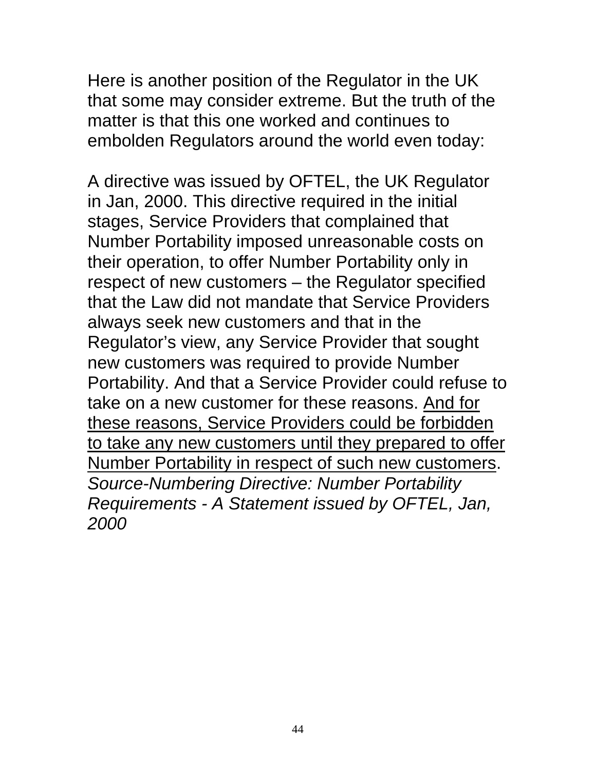Here is another position of the Regulator in the UK that some may consider extreme. But the truth of the matter is that this one worked and continues to embolden Regulators around the world even today:

A directive was issued by OFTEL, the UK Regulator in Jan, 2000. This directive required in the initial stages, Service Providers that complained that Number Portability imposed unreasonable costs on their operation, to offer Number Portability only in respect of new customers – the Regulator specified that the Law did not mandate that Service Providers always seek new customers and that in the Regulator's view, any Service Provider that sought new customers was required to provide Number Portability. And that a Service Provider could refuse to take on a new customer for these reasons. <u>And for these reasons, Service Providers could be forbidden to take any new customers until they prepared to offer Number Portability in respect of such new customers</u>. *Source-Numbering Directive: Number Portability Requirements - A Statement issued by OFTEL, Jan, 2000*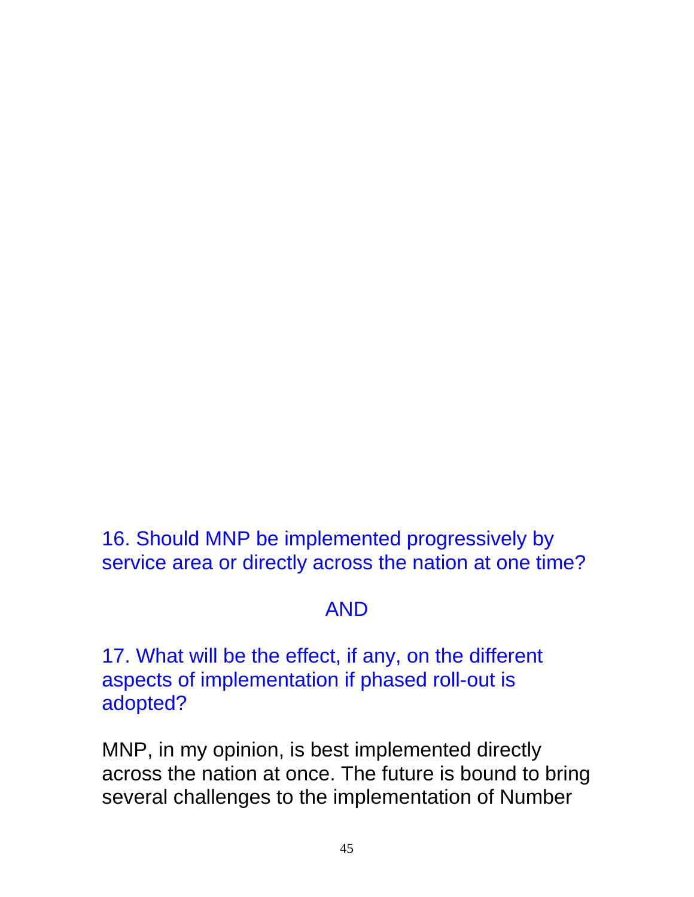16. Should MNP be implemented progressively by service area or directly across the nation at one time?

AND

17. What will be the effect, if any, on the different aspects of implementation if phased roll-out is adopted?

MNP, in my opinion, is best implemented directly across the nation at once. The future is bound to bring several challenges to the implementation of Number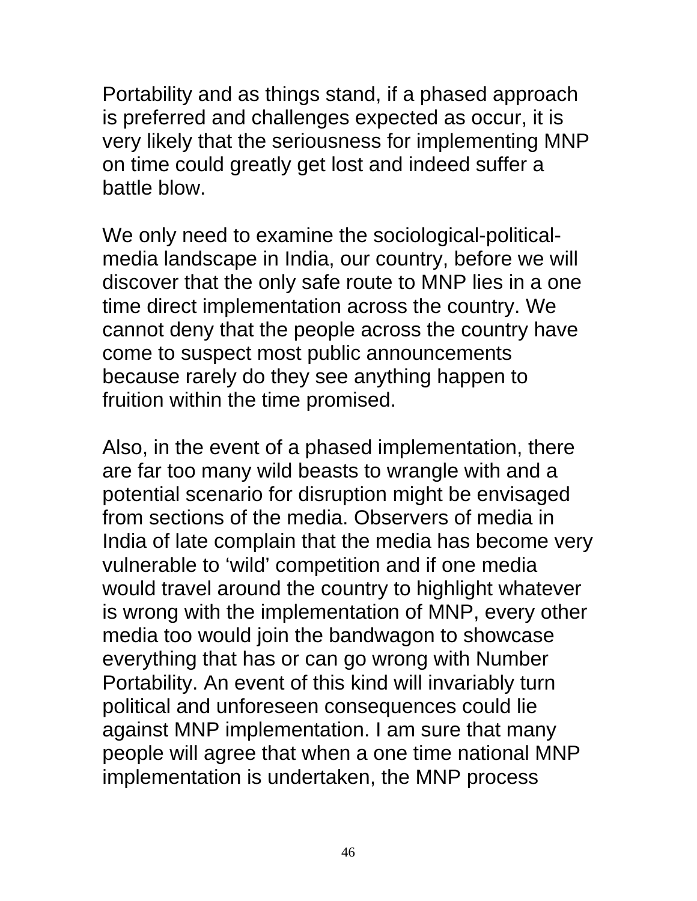Portability and as things stand, if a phased approach is preferred and challenges expected as occur, it is very likely that the seriousness for implementing MNP on time could greatly get lost and indeed suffer a battle blow.

We only need to examine the sociological-political-media landscape in India, our country, before we will discover that the only safe route to MNP lies in a one time direct implementation across the country. We cannot deny that the people across the country have come to suspect most public announcements because rarely do they see anything happen to fruition within the time promised.

Also, in the event of a phased implementation, there are far too many wild beasts to wrangle with and a potential scenario for disruption might be envisaged from sections of the media. Observers of media in India of late complain that the media has become very vulnerable to 'wild' competition and if one media would travel around the country to highlight whatever is wrong with the implementation of MNP, every other media too would join the bandwagon to showcase everything that has or can go wrong with Number Portability. An event of this kind will invariably turn political and unforeseen consequences could lie against MNP implementation. I am sure that many people will agree that when a one time national MNP implementation is undertaken, the MNP process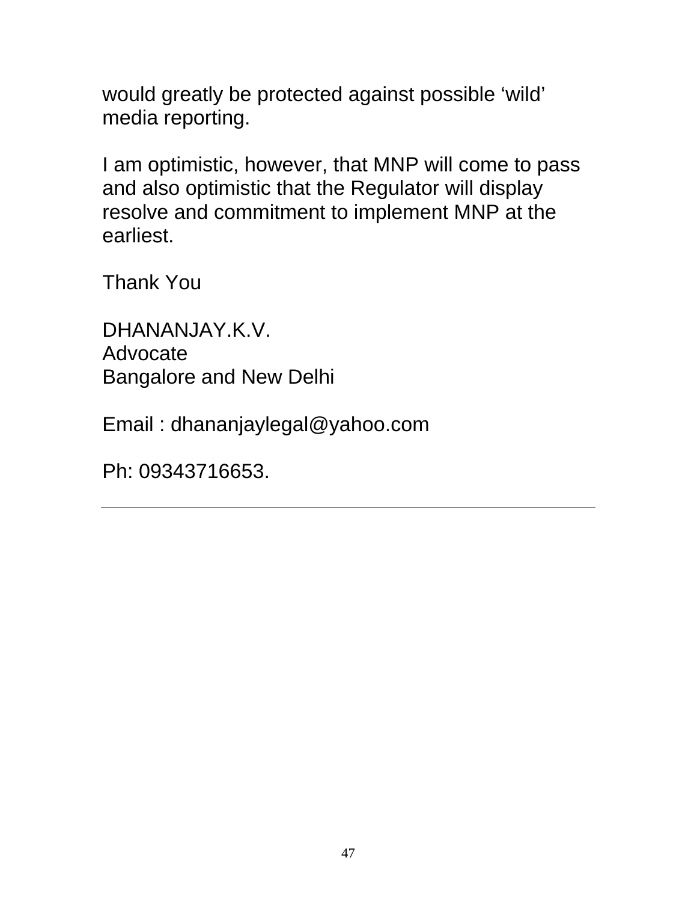would greatly be protected against possible ‘wild’ media reporting.

I am optimistic, however, that MNP will come to pass and also optimistic that the Regulator will display resolve and commitment to implement MNP at the earliest.

Thank You

DHANANJAY.K.V.
Advocate
Bangalore and New Delhi

Email : dhananjaylegal@yahoo.com

Ph: 09343716653.

---